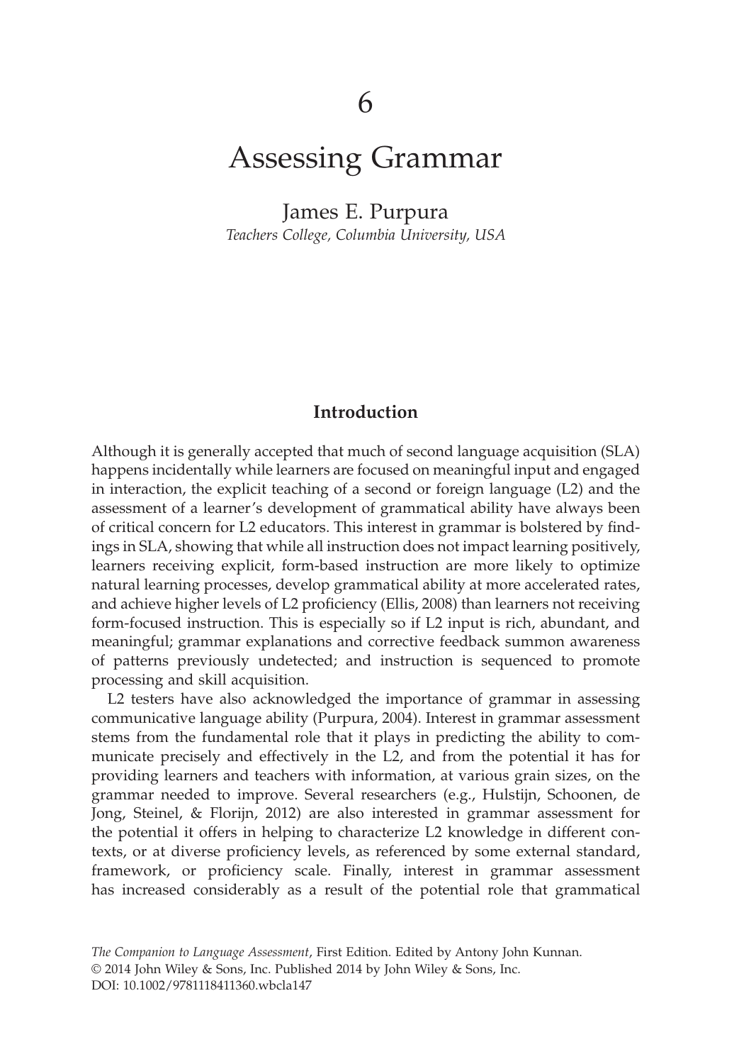# 6

# Assessing Grammar

James E. Purpura

*Teachers College, Columbia University, USA*

## Introduction

Although it is generally accepted that much of second language acquisition (SLA) happens incidentally while learners are focused on meaningful input and engaged in interaction, the explicit teaching of a second or foreign language (L2) and the assessment of a learner's development of grammatical ability have always been of critical concern for L2 educators. This interest in grammar is bolstered by findings in SLA, showing that while all instruction does not impact learning positively, learners receiving explicit, form-based instruction are more likely to optimize natural learning processes, develop grammatical ability at more accelerated rates, and achieve higher levels of L2 proficiency (Ellis, 2008) than learners not receiving form-focused instruction. This is especially so if L2 input is rich, abundant, and meaningful; grammar explanations and corrective feedback summon awareness of patterns previously undetected; and instruction is sequenced to promote processing and skill acquisition.

L2 testers have also acknowledged the importance of grammar in assessing communicative language ability (Purpura, 2004). Interest in grammar assessment stems from the fundamental role that it plays in predicting the ability to communicate precisely and effectively in the L2, and from the potential it has for providing learners and teachers with information, at various grain sizes, on the grammar needed to improve. Several researchers (e.g., Hulstijn, Schoonen, de Jong, Steinel, & Florijn, 2012) are also interested in grammar assessment for the potential it offers in helping to characterize L2 knowledge in different contexts, or at diverse proficiency levels, as referenced by some external standard, framework, or proficiency scale. Finally, interest in grammar assessment has increased considerably as a result of the potential role that grammatical

*The Companion to Language Assessment*, First Edition. Edited by Antony John Kunnan.
© 2014 John Wiley & Sons, Inc. Published 2014 by John Wiley & Sons, Inc.
DOI: 10.1002/9781118411360.wbcla147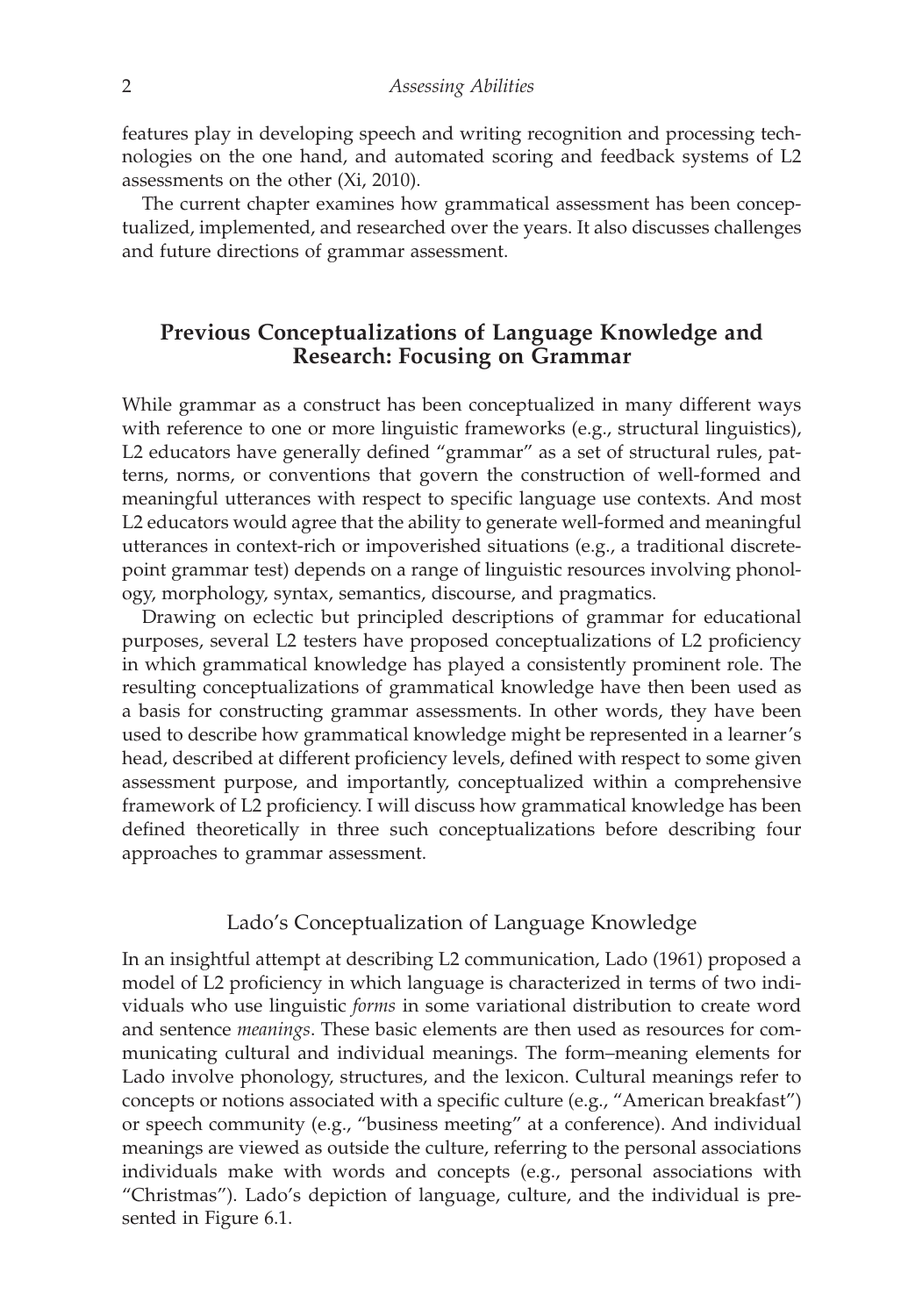features play in developing speech and writing recognition and processing technologies on the one hand, and automated scoring and feedback systems of L2 assessments on the other (Xi, 2010).

The current chapter examines how grammatical assessment has been conceptualized, implemented, and researched over the years. It also discusses challenges and future directions of grammar assessment.

## Previous Conceptualizations of Language Knowledge and Research: Focusing on Grammar

While grammar as a construct has been conceptualized in many different ways with reference to one or more linguistic frameworks (e.g., structural linguistics), L2 educators have generally defined "grammar" as a set of structural rules, patterns, norms, or conventions that govern the construction of well-formed and meaningful utterances with respect to specific language use contexts. And most L2 educators would agree that the ability to generate well-formed and meaningful utterances in context-rich or impoverished situations (e.g., a traditional discrete-point grammar test) depends on a range of linguistic resources involving phonology, morphology, syntax, semantics, discourse, and pragmatics.

Drawing on eclectic but principled descriptions of grammar for educational purposes, several L2 testers have proposed conceptualizations of L2 proficiency in which grammatical knowledge has played a consistently prominent role. The resulting conceptualizations of grammatical knowledge have then been used as a basis for constructing grammar assessments. In other words, they have been used to describe how grammatical knowledge might be represented in a learner's head, described at different proficiency levels, defined with respect to some given assessment purpose, and importantly, conceptualized within a comprehensive framework of L2 proficiency. I will discuss how grammatical knowledge has been defined theoretically in three such conceptualizations before describing four approaches to grammar assessment.

### Lado's Conceptualization of Language Knowledge

In an insightful attempt at describing L2 communication, Lado (1961) proposed a model of L2 proficiency in which language is characterized in terms of two individuals who use linguistic *forms* in some variational distribution to create word and sentence *meanings*. These basic elements are then used as resources for communicating cultural and individual meanings. The form–meaning elements for Lado involve phonology, structures, and the lexicon. Cultural meanings refer to concepts or notions associated with a specific culture (e.g., "American breakfast") or speech community (e.g., "business meeting" at a conference). And individual meanings are viewed as outside the culture, referring to the personal associations individuals make with words and concepts (e.g., personal associations with "Christmas"). Lado's depiction of language, culture, and the individual is presented in Figure 6.1.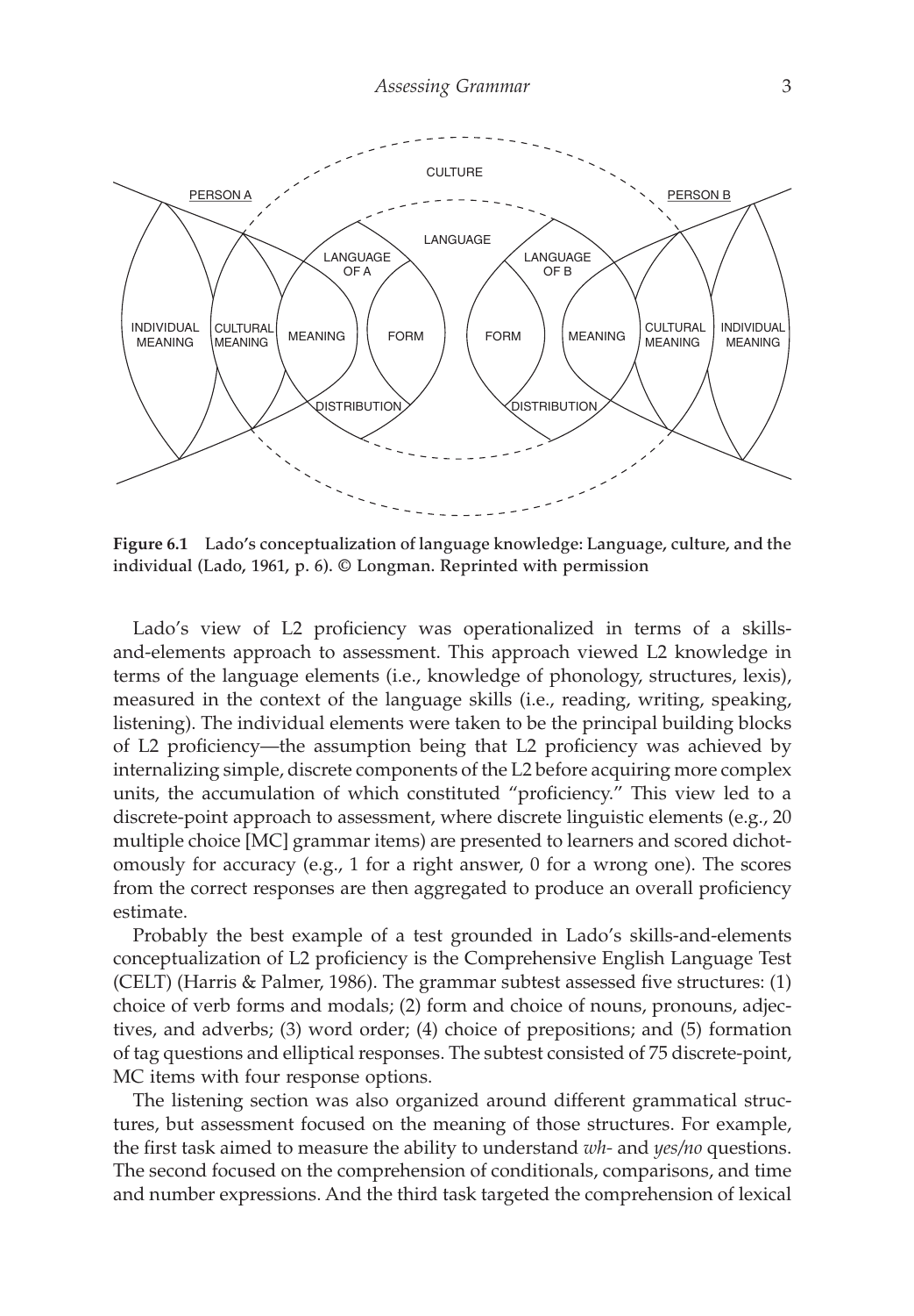Figure 6.1 Lado's conceptualization of language knowledge: Language, culture, and the individual (Lado, 1961, p. 6). © Longman. Reprinted with permission

Lado's view of L2 proficiency was operationalized in terms of a skills-and-elements approach to assessment. This approach viewed L2 knowledge in terms of the language elements (i.e., knowledge of phonology, structures, lexis), measured in the context of the language skills (i.e., reading, writing, speaking, listening). The individual elements were taken to be the principal building blocks of L2 proficiency—the assumption being that L2 proficiency was achieved by internalizing simple, discrete components of the L2 before acquiring more complex units, the accumulation of which constituted "proficiency." This view led to a discrete-point approach to assessment, where discrete linguistic elements (e.g., 20 multiple choice [MC] grammar items) are presented to learners and scored dichotomously for accuracy (e.g., 1 for a right answer, 0 for a wrong one). The scores from the correct responses are then aggregated to produce an overall proficiency estimate.

Probably the best example of a test grounded in Lado's skills-and-elements conceptualization of L2 proficiency is the Comprehensive English Language Test (CELT) (Harris & Palmer, 1986). The grammar subtest assessed five structures: (1) choice of verb forms and modals; (2) form and choice of nouns, pronouns, adjectives, and adverbs; (3) word order; (4) choice of prepositions; and (5) formation of tag questions and elliptical responses. The subtest consisted of 75 discrete-point, MC items with four response options.

The listening section was also organized around different grammatical structures, but assessment focused on the meaning of those structures. For example, the first task aimed to measure the ability to understand *wh-* and *yes/no* questions. The second focused on the comprehension of conditionals, comparisons, and time and number expressions. And the third task targeted the comprehension of lexical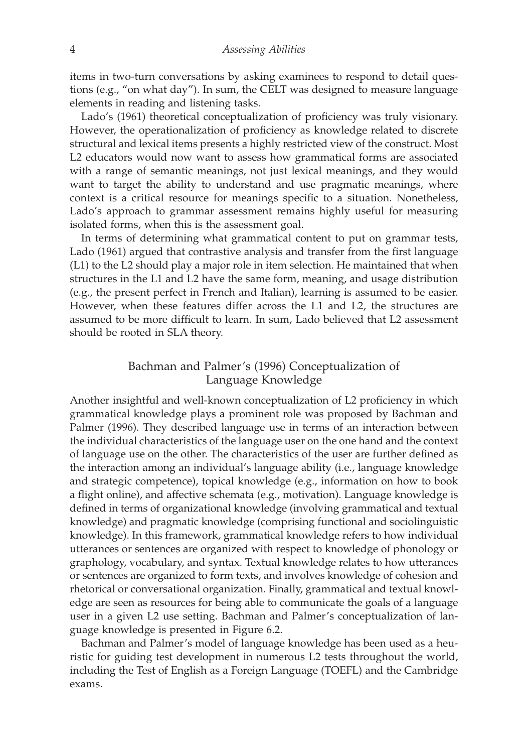items in two-turn conversations by asking examinees to respond to detail questions (e.g., "on what day"). In sum, the CELT was designed to measure language elements in reading and listening tasks.

Lado's (1961) theoretical conceptualization of proficiency was truly visionary. However, the operationalization of proficiency as knowledge related to discrete structural and lexical items presents a highly restricted view of the construct. Most L2 educators would now want to assess how grammatical forms are associated with a range of semantic meanings, not just lexical meanings, and they would want to target the ability to understand and use pragmatic meanings, where context is a critical resource for meanings specific to a situation. Nonetheless, Lado's approach to grammar assessment remains highly useful for measuring isolated forms, when this is the assessment goal.

In terms of determining what grammatical content to put on grammar tests, Lado (1961) argued that contrastive analysis and transfer from the first language (L1) to the L2 should play a major role in item selection. He maintained that when structures in the L1 and L2 have the same form, meaning, and usage distribution (e.g., the present perfect in French and Italian), learning is assumed to be easier. However, when these features differ across the L1 and L2, the structures are assumed to be more difficult to learn. In sum, Lado believed that L2 assessment should be rooted in SLA theory.

## Bachman and Palmer's (1996) Conceptualization of Language Knowledge

Another insightful and well-known conceptualization of L2 proficiency in which grammatical knowledge plays a prominent role was proposed by Bachman and Palmer (1996). They described language use in terms of an interaction between the individual characteristics of the language user on the one hand and the context of language use on the other. The characteristics of the user are further defined as the interaction among an individual's language ability (i.e., language knowledge and strategic competence), topical knowledge (e.g., information on how to book a flight online), and affective schemata (e.g., motivation). Language knowledge is defined in terms of organizational knowledge (involving grammatical and textual knowledge) and pragmatic knowledge (comprising functional and sociolinguistic knowledge). In this framework, grammatical knowledge refers to how individual utterances or sentences are organized with respect to knowledge of phonology or graphology, vocabulary, and syntax. Textual knowledge relates to how utterances or sentences are organized to form texts, and involves knowledge of cohesion and rhetorical or conversational organization. Finally, grammatical and textual knowledge are seen as resources for being able to communicate the goals of a language user in a given L2 use setting. Bachman and Palmer's conceptualization of language knowledge is presented in Figure 6.2.

Bachman and Palmer's model of language knowledge has been used as a heuristic for guiding test development in numerous L2 tests throughout the world, including the Test of English as a Foreign Language (TOEFL) and the Cambridge exams.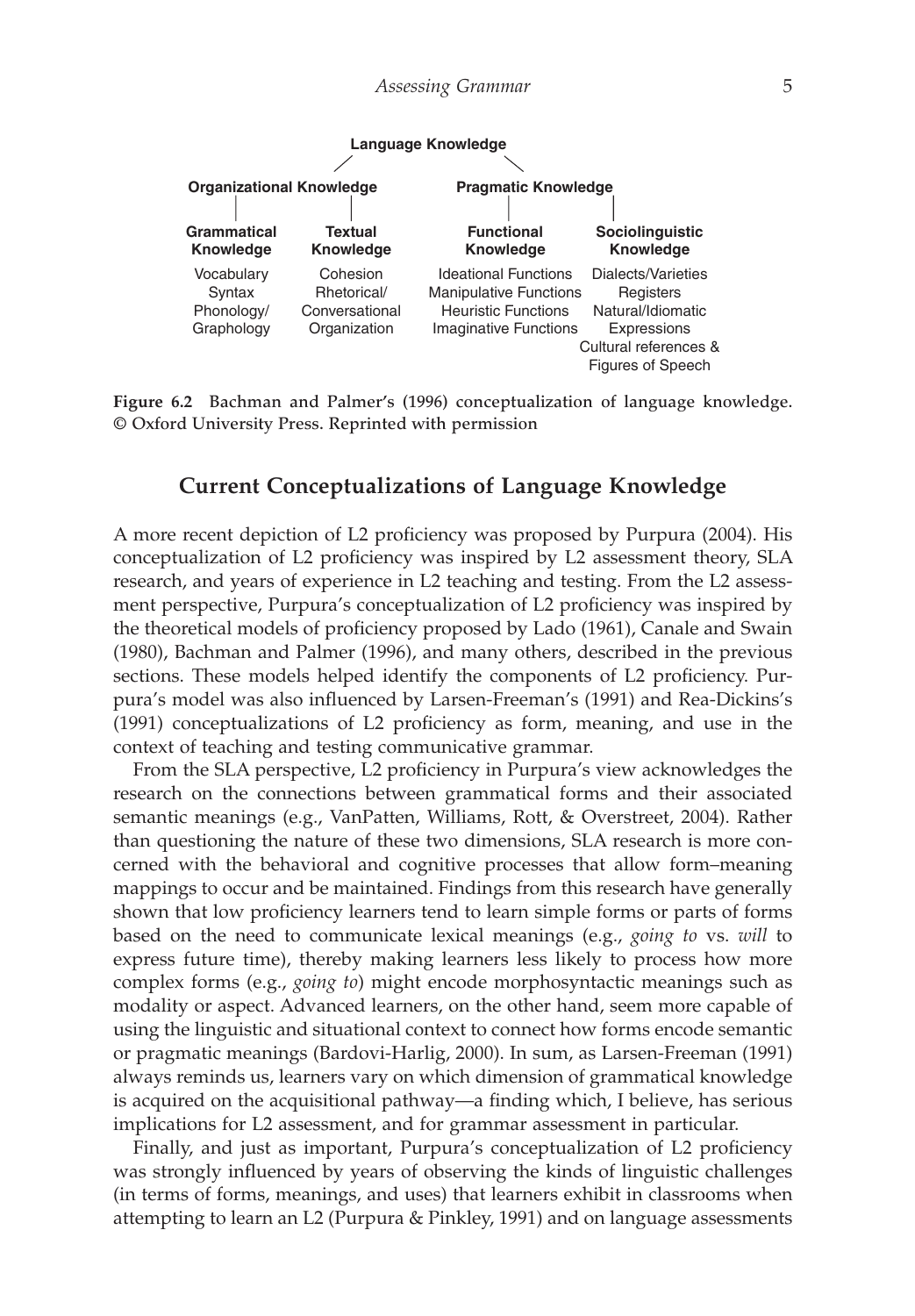**Language Knowledge**

- **Organizational Knowledge**
  - **Grammatical Knowledge**: Vocabulary, Syntax, Phonology/Graphology
  - **Textual Knowledge**: Cohesion, Rhetorical/Conversational Organization
- **Pragmatic Knowledge**
  - **Functional Knowledge**: Ideational Functions, Manipulative Functions, Heuristic Functions, Imaginative Functions
  - **Sociolinguistic Knowledge**: Dialects/Varieties, Registers, Natural/Idiomatic Expressions, Cultural references & Figures of Speech

**Figure 6.2** Bachman and Palmer's (1996) conceptualization of language knowledge. © Oxford University Press. Reprinted with permission

## Current Conceptualizations of Language Knowledge

A more recent depiction of L2 proficiency was proposed by Purpura (2004). His conceptualization of L2 proficiency was inspired by L2 assessment theory, SLA research, and years of experience in L2 teaching and testing. From the L2 assessment perspective, Purpura's conceptualization of L2 proficiency was inspired by the theoretical models of proficiency proposed by Lado (1961), Canale and Swain (1980), Bachman and Palmer (1996), and many others, described in the previous sections. These models helped identify the components of L2 proficiency. Purpura's model was also influenced by Larsen-Freeman's (1991) and Rea-Dickins's (1991) conceptualizations of L2 proficiency as form, meaning, and use in the context of teaching and testing communicative grammar.

From the SLA perspective, L2 proficiency in Purpura's view acknowledges the research on the connections between grammatical forms and their associated semantic meanings (e.g., VanPatten, Williams, Rott, & Overstreet, 2004). Rather than questioning the nature of these two dimensions, SLA research is more concerned with the behavioral and cognitive processes that allow form–meaning mappings to occur and be maintained. Findings from this research have generally shown that low proficiency learners tend to learn simple forms or parts of forms based on the need to communicate lexical meanings (e.g., *going to* vs. *will* to express future time), thereby making learners less likely to process how more complex forms (e.g., *going to*) might encode morphosyntactic meanings such as modality or aspect. Advanced learners, on the other hand, seem more capable of using the linguistic and situational context to connect how forms encode semantic or pragmatic meanings (Bardovi-Harlig, 2000). In sum, as Larsen-Freeman (1991) always reminds us, learners vary on which dimension of grammatical knowledge is acquired on the acquisitional pathway—a finding which, I believe, has serious implications for L2 assessment, and for grammar assessment in particular.

Finally, and just as important, Purpura's conceptualization of L2 proficiency was strongly influenced by years of observing the kinds of linguistic challenges (in terms of forms, meanings, and uses) that learners exhibit in classrooms when attempting to learn an L2 (Purpura & Pinkley, 1991) and on language assessments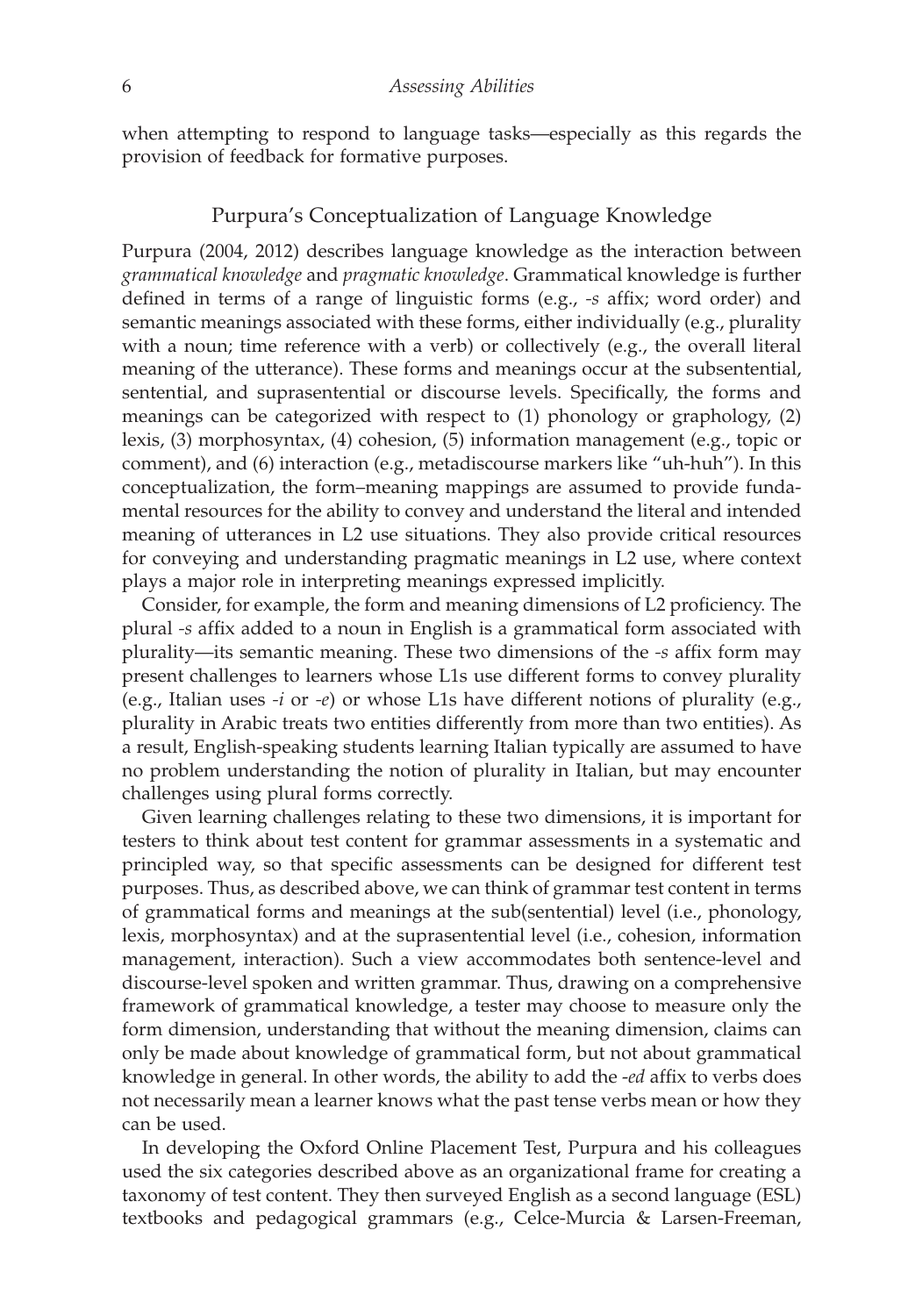when attempting to respond to language tasks—especially as this regards the provision of feedback for formative purposes.

## Purpura's Conceptualization of Language Knowledge

Purpura (2004, 2012) describes language knowledge as the interaction between *grammatical knowledge* and *pragmatic knowledge*. Grammatical knowledge is further defined in terms of a range of linguistic forms (e.g., *-s* affix; word order) and semantic meanings associated with these forms, either individually (e.g., plurality with a noun; time reference with a verb) or collectively (e.g., the overall literal meaning of the utterance). These forms and meanings occur at the subsentential, sentential, and suprasentential or discourse levels. Specifically, the forms and meanings can be categorized with respect to (1) phonology or graphology, (2) lexis, (3) morphosyntax, (4) cohesion, (5) information management (e.g., topic or comment), and (6) interaction (e.g., metadiscourse markers like "uh-huh"). In this conceptualization, the form–meaning mappings are assumed to provide fundamental resources for the ability to convey and understand the literal and intended meaning of utterances in L2 use situations. They also provide critical resources for conveying and understanding pragmatic meanings in L2 use, where context plays a major role in interpreting meanings expressed implicitly.

Consider, for example, the form and meaning dimensions of L2 proficiency. The plural *-s* affix added to a noun in English is a grammatical form associated with plurality—its semantic meaning. These two dimensions of the *-s* affix form may present challenges to learners whose L1s use different forms to convey plurality (e.g., Italian uses *-i* or *-e*) or whose L1s have different notions of plurality (e.g., plurality in Arabic treats two entities differently from more than two entities). As a result, English-speaking students learning Italian typically are assumed to have no problem understanding the notion of plurality in Italian, but may encounter challenges using plural forms correctly.

Given learning challenges relating to these two dimensions, it is important for testers to think about test content for grammar assessments in a systematic and principled way, so that specific assessments can be designed for different test purposes. Thus, as described above, we can think of grammar test content in terms of grammatical forms and meanings at the sub(sentential) level (i.e., phonology, lexis, morphosyntax) and at the suprasentential level (i.e., cohesion, information management, interaction). Such a view accommodates both sentence-level and discourse-level spoken and written grammar. Thus, drawing on a comprehensive framework of grammatical knowledge, a tester may choose to measure only the form dimension, understanding that without the meaning dimension, claims can only be made about knowledge of grammatical form, but not about grammatical knowledge in general. In other words, the ability to add the *-ed* affix to verbs does not necessarily mean a learner knows what the past tense verbs mean or how they can be used.

In developing the Oxford Online Placement Test, Purpura and his colleagues used the six categories described above as an organizational frame for creating a taxonomy of test content. They then surveyed English as a second language (ESL) textbooks and pedagogical grammars (e.g., Celce-Murcia & Larsen-Freeman,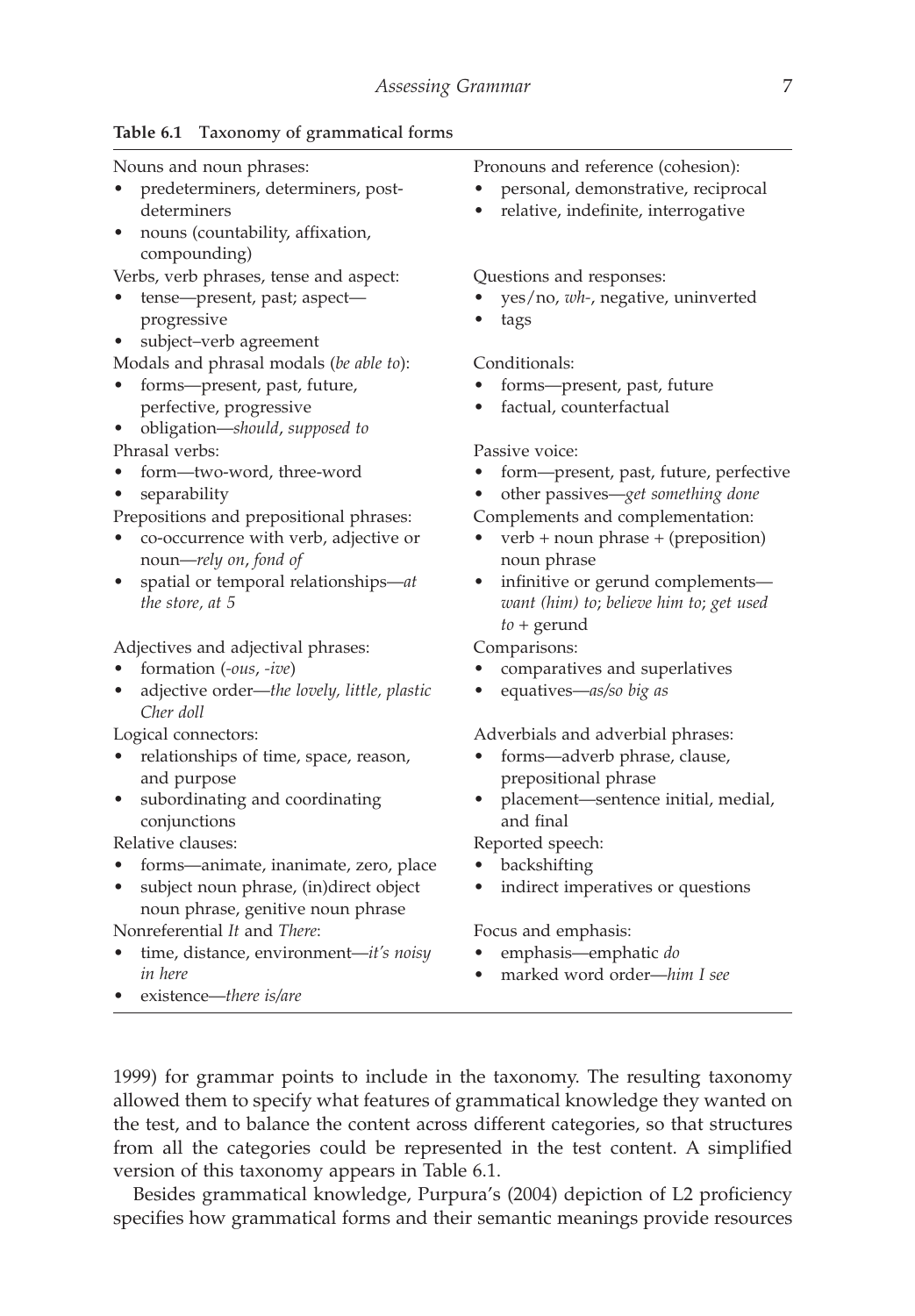**Table 6.1 Taxonomy of grammatical forms**

| | |
|---|---|
| Nouns and noun phrases:<br>• predeterminers, determiners, post-determiners<br>• nouns (countability, affixation, compounding) | Pronouns and reference (cohesion):<br>• personal, demonstrative, reciprocal<br>• relative, indefinite, interrogative |
| Verbs, verb phrases, tense and aspect:<br>• tense—present, past; aspect—progressive<br>• subject–verb agreement | Questions and responses:<br>• yes/no, *wh-*, negative, uninverted<br>• tags |
| Modals and phrasal modals (*be able to*):<br>• forms—present, past, future, perfective, progressive<br>• obligation—*should*, *supposed to* | Conditionals:<br>• forms—present, past, future<br>• factual, counterfactual |
| Phrasal verbs:<br>• form—two-word, three-word<br>• separability | Passive voice:<br>• form—present, past, future, perfective<br>• other passives—*get something done* |
| Prepositions and prepositional phrases:<br>• co-occurrence with verb, adjective or noun—*rely on*, *fond of*<br>• spatial or temporal relationships—*at the store, at 5* | Complements and complementation:<br>• verb + noun phrase + (preposition) noun phrase<br>• infinitive or gerund complements—*want (him) to*; *believe him to*; *get used to* + gerund |
| Adjectives and adjectival phrases:<br>• formation (*-ous*, *-ive*)<br>• adjective order—*the lovely, little, plastic Cher doll* | Comparisons:<br>• comparatives and superlatives<br>• equatives—*as/so big as* |
| Logical connectors:<br>• relationships of time, space, reason, and purpose<br>• subordinating and coordinating conjunctions | Adverbials and adverbial phrases:<br>• forms—adverb phrase, clause, prepositional phrase<br>• placement—sentence initial, medial, and final |
| Relative clauses:<br>• forms—animate, inanimate, zero, place<br>• subject noun phrase, (in)direct object noun phrase, genitive noun phrase | Reported speech:<br>• backshifting<br>• indirect imperatives or questions |
| Nonreferential *It* and *There*:<br>• time, distance, environment—*it's noisy in here*<br>• existence—*there is/are* | Focus and emphasis:<br>• emphasis—emphatic *do*<br>• marked word order—*him I see* |

1999) for grammar points to include in the taxonomy. The resulting taxonomy allowed them to specify what features of grammatical knowledge they wanted on the test, and to balance the content across different categories, so that structures from all the categories could be represented in the test content. A simplified version of this taxonomy appears in Table 6.1.

Besides grammatical knowledge, Purpura's (2004) depiction of L2 proficiency specifies how grammatical forms and their semantic meanings provide resources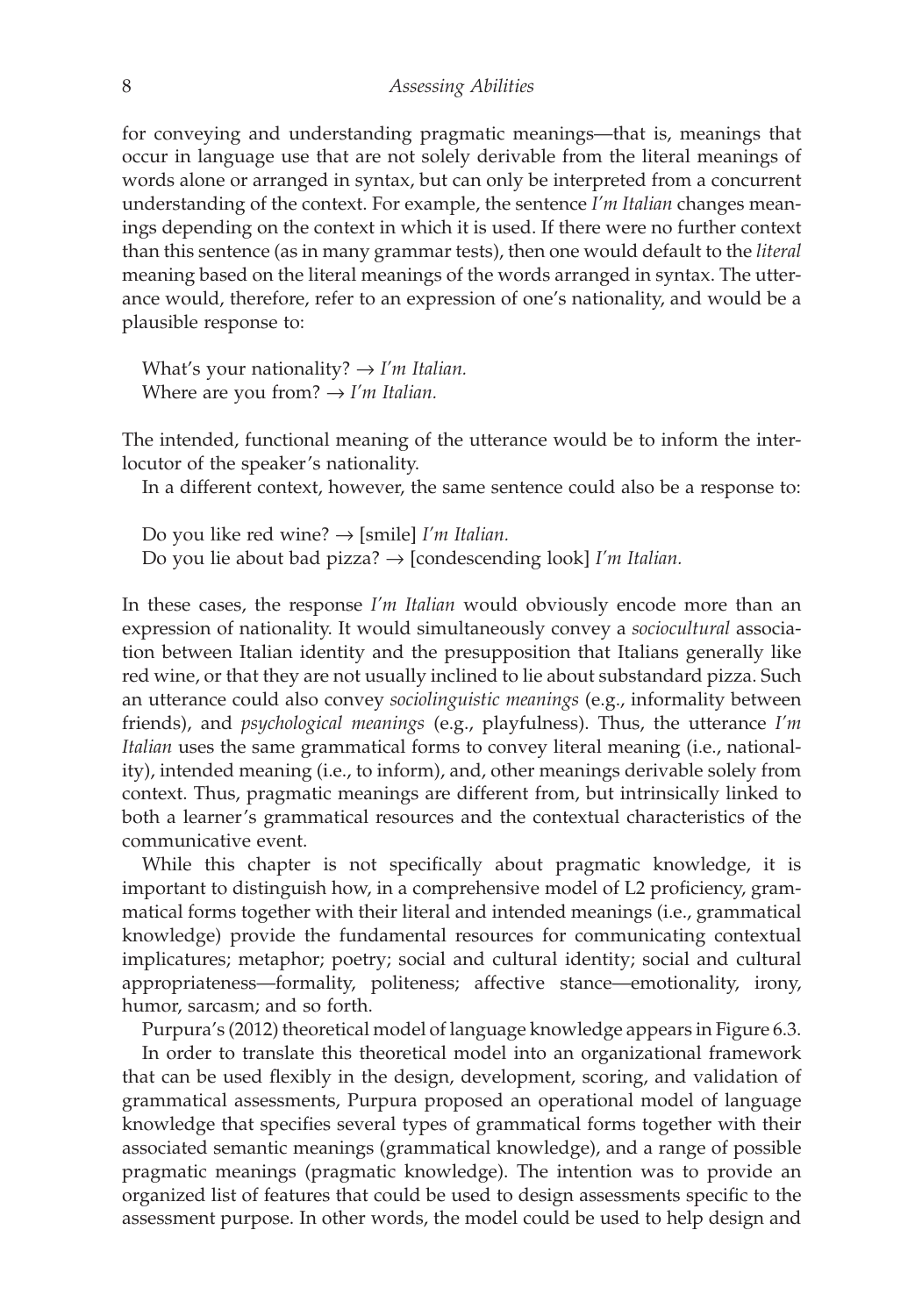for conveying and understanding pragmatic meanings—that is, meanings that occur in language use that are not solely derivable from the literal meanings of words alone or arranged in syntax, but can only be interpreted from a concurrent understanding of the context. For example, the sentence *I'm Italian* changes meanings depending on the context in which it is used. If there were no further context than this sentence (as in many grammar tests), then one would default to the *literal* meaning based on the literal meanings of the words arranged in syntax. The utterance would, therefore, refer to an expression of one's nationality, and would be a plausible response to:

What's your nationality? → *I'm Italian.*
Where are you from? → *I'm Italian.*

The intended, functional meaning of the utterance would be to inform the interlocutor of the speaker's nationality.

In a different context, however, the same sentence could also be a response to:

Do you like red wine? → [smile] *I'm Italian.*
Do you lie about bad pizza? → [condescending look] *I'm Italian.*

In these cases, the response *I'm Italian* would obviously encode more than an expression of nationality. It would simultaneously convey a *sociocultural* association between Italian identity and the presupposition that Italians generally like red wine, or that they are not usually inclined to lie about substandard pizza. Such an utterance could also convey *sociolinguistic meanings* (e.g., informality between friends), and *psychological meanings* (e.g., playfulness). Thus, the utterance *I'm Italian* uses the same grammatical forms to convey literal meaning (i.e., nationality), intended meaning (i.e., to inform), and, other meanings derivable solely from context. Thus, pragmatic meanings are different from, but intrinsically linked to both a learner's grammatical resources and the contextual characteristics of the communicative event.

While this chapter is not specifically about pragmatic knowledge, it is important to distinguish how, in a comprehensive model of L2 proficiency, grammatical forms together with their literal and intended meanings (i.e., grammatical knowledge) provide the fundamental resources for communicating contextual implicatures; metaphor; poetry; social and cultural identity; social and cultural appropriateness—formality, politeness; affective stance—emotionality, irony, humor, sarcasm; and so forth.

Purpura's (2012) theoretical model of language knowledge appears in Figure 6.3.

In order to translate this theoretical model into an organizational framework that can be used flexibly in the design, development, scoring, and validation of grammatical assessments, Purpura proposed an operational model of language knowledge that specifies several types of grammatical forms together with their associated semantic meanings (grammatical knowledge), and a range of possible pragmatic meanings (pragmatic knowledge). The intention was to provide an organized list of features that could be used to design assessments specific to the assessment purpose. In other words, the model could be used to help design and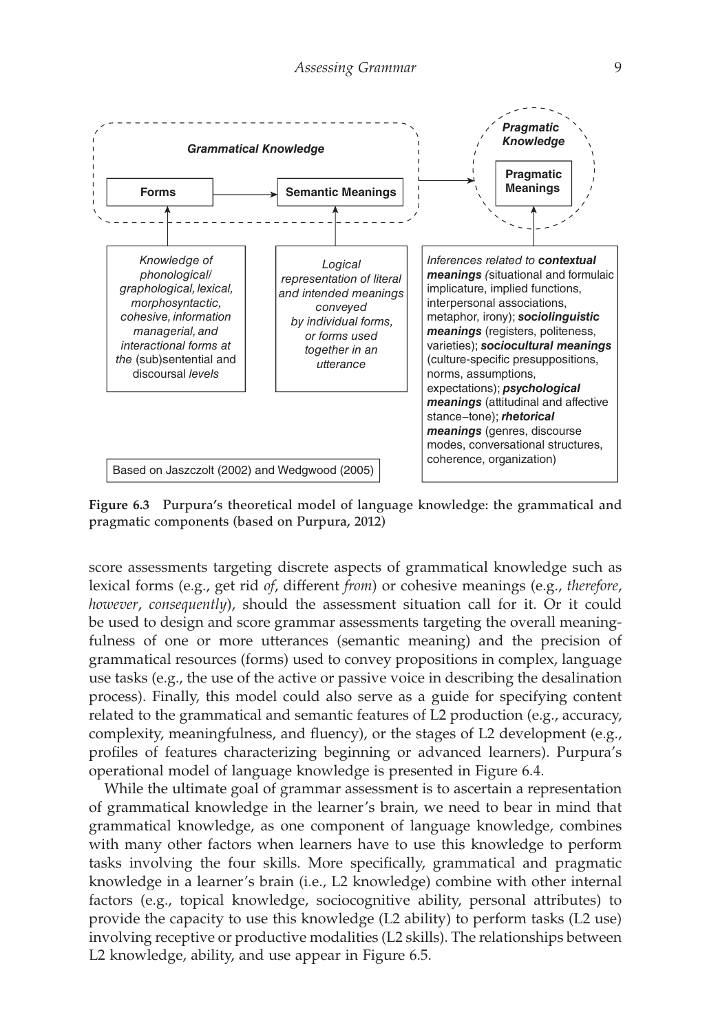**Grammatical Knowledge**

**Forms** → **Semantic Meanings** → ***Pragmatic Knowledge*** **Pragmatic Meanings**

*Knowledge of phonological/ graphological, lexical, morphosyntactic, cohesive, information managerial, and interactional forms at the* (sub)sentential and discoursal *levels*

*Logical representation of literal and intended meanings conveyed by individual forms, or forms used together in an utterance*

*Inferences related to* ***contextual meanings*** *(*situational and formulaic implicature, implied functions, interpersonal associations, metaphor, irony); ***sociolinguistic meanings*** (registers, politeness, varieties); ***sociocultural meanings*** (culture-specific presuppositions, norms, assumptions, expectations); ***psychological meanings*** (attitudinal and affective stance–tone); ***rhetorical meanings*** (genres, discourse modes, conversational structures, coherence, organization)

Based on Jaszczolt (2002) and Wedgwood (2005)

**Figure 6.3** Purpura's theoretical model of language knowledge: the grammatical and pragmatic components (based on Purpura, 2012)

score assessments targeting discrete aspects of grammatical knowledge such as lexical forms (e.g., get rid *of*, different *from*) or cohesive meanings (e.g., *therefore*, *however*, *consequently*), should the assessment situation call for it. Or it could be used to design and score grammar assessments targeting the overall meaningfulness of one or more utterances (semantic meaning) and the precision of grammatical resources (forms) used to convey propositions in complex, language use tasks (e.g., the use of the active or passive voice in describing the desalination process). Finally, this model could also serve as a guide for specifying content related to the grammatical and semantic features of L2 production (e.g., accuracy, complexity, meaningfulness, and fluency), or the stages of L2 development (e.g., profiles of features characterizing beginning or advanced learners). Purpura's operational model of language knowledge is presented in Figure 6.4.

While the ultimate goal of grammar assessment is to ascertain a representation of grammatical knowledge in the learner's brain, we need to bear in mind that grammatical knowledge, as one component of language knowledge, combines with many other factors when learners have to use this knowledge to perform tasks involving the four skills. More specifically, grammatical and pragmatic knowledge in a learner's brain (i.e., L2 knowledge) combine with other internal factors (e.g., topical knowledge, sociocognitive ability, personal attributes) to provide the capacity to use this knowledge (L2 ability) to perform tasks (L2 use) involving receptive or productive modalities (L2 skills). The relationships between L2 knowledge, ability, and use appear in Figure 6.5.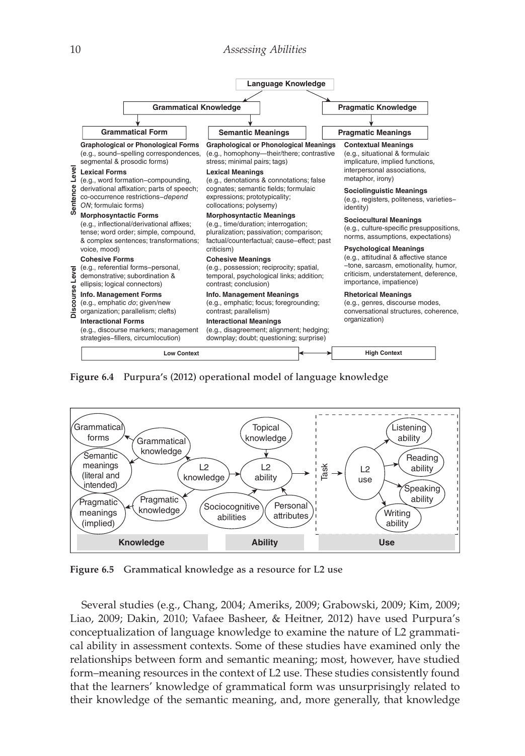**Language Knowledge**

| Grammatical Knowledge | | Pragmatic Knowledge |
|---|---|---|
| **Grammatical Form** | **Semantic Meanings** | **Pragmatic Meanings** |
| **Graphological or Phonological Forms** (e.g., sound–spelling correspondences, segmental & prosodic forms) | **Graphological or Phonological Meanings** (e.g., homophony—their/there; contrastive stress; minimal pairs; tags) | **Contextual Meanings** (e.g., situational & formulaic implicature, implied functions, interpersonal associations, metaphor, irony) |
| **Lexical Forms** (e.g., word formation–compounding, derivational affixation; parts of speech; co-occurrence restrictions–*depend ON*; formulaic forms) | **Lexical Meanings** (e.g., denotations & connotations; false cognates; semantic fields; formulaic expressions; prototypicality; collocations; polysemy) | **Sociolinguistic Meanings** (e.g., registers, politeness, varieties–identity) |
| **Morphosyntactic Forms** (e.g., inflectional/derivational affixes; tense; word order; simple, compound, & complex sentences; transformations; voice, mood) | **Morphosyntactic Meanings** (e.g., time/duration; interrogation; pluralization; passivation; comparison; factual/counterfactual; cause–effect; past criticism) | **Sociocultural Meanings** (e.g., culture-specific presuppositions, norms, assumptions, expectations) |
| **Cohesive Forms** (e.g., referential forms–personal, demonstrative; subordination & ellipsis; logical connectors) | **Cohesive Meanings** (e.g., possession; reciprocity; spatial, temporal, psychological links; addition; contrast; conclusion) | **Psychological Meanings** (e.g., attitudinal & affective stance –tone, sarcasm, emotionality, humor, criticism, understatement, deference, importance, impatience) |
| **Info. Management Forms** (e.g., emphatic *do*; given/new organization; parallelism; clefts) | **Info. Management Meanings** (e.g., emphatic; focus; foregrounding; contrast; parallelism) | **Rhetorical Meanings** (e.g., genres, discourse modes, conversational structures, coherence, organization) |
| **Interactional Forms** (e.g., discourse markers; management strategies–fillers, circumlocution) | **Interactional Meanings** (e.g., disagreement; alignment; hedging; downplay; doubt; questioning; surprise) | |

Sentence Level / Discourse Level

Low Context ⟷ High Context

**Figure 6.4** Purpura's (2012) operational model of language knowledge

**Figure 6.5** Grammatical knowledge as a resource for L2 use

Several studies (e.g., Chang, 2004; Ameriks, 2009; Grabowski, 2009; Kim, 2009; Liao, 2009; Dakin, 2010; Vafaee Basheer, & Heitner, 2012) have used Purpura's conceptualization of language knowledge to examine the nature of L2 grammatical ability in assessment contexts. Some of these studies have examined only the relationships between form and semantic meaning; most, however, have studied form–meaning resources in the context of L2 use. These studies consistently found that the learners' knowledge of grammatical form was unsurprisingly related to their knowledge of the semantic meaning, and, more generally, that knowledge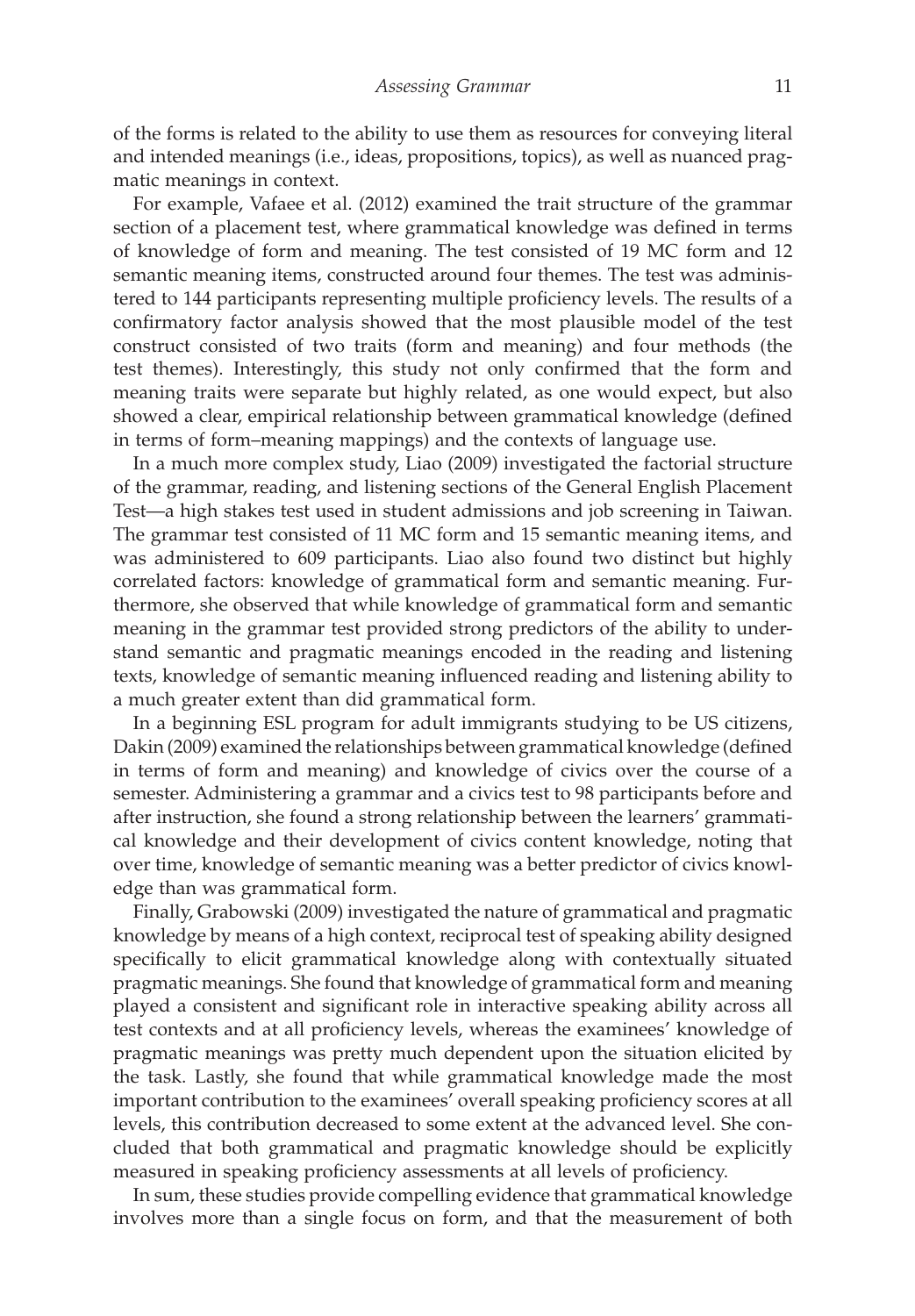of the forms is related to the ability to use them as resources for conveying literal and intended meanings (i.e., ideas, propositions, topics), as well as nuanced pragmatic meanings in context.

For example, Vafaee et al. (2012) examined the trait structure of the grammar section of a placement test, where grammatical knowledge was defined in terms of knowledge of form and meaning. The test consisted of 19 MC form and 12 semantic meaning items, constructed around four themes. The test was administered to 144 participants representing multiple proficiency levels. The results of a confirmatory factor analysis showed that the most plausible model of the test construct consisted of two traits (form and meaning) and four methods (the test themes). Interestingly, this study not only confirmed that the form and meaning traits were separate but highly related, as one would expect, but also showed a clear, empirical relationship between grammatical knowledge (defined in terms of form–meaning mappings) and the contexts of language use.

In a much more complex study, Liao (2009) investigated the factorial structure of the grammar, reading, and listening sections of the General English Placement Test—a high stakes test used in student admissions and job screening in Taiwan. The grammar test consisted of 11 MC form and 15 semantic meaning items, and was administered to 609 participants. Liao also found two distinct but highly correlated factors: knowledge of grammatical form and semantic meaning. Furthermore, she observed that while knowledge of grammatical form and semantic meaning in the grammar test provided strong predictors of the ability to understand semantic and pragmatic meanings encoded in the reading and listening texts, knowledge of semantic meaning influenced reading and listening ability to a much greater extent than did grammatical form.

In a beginning ESL program for adult immigrants studying to be US citizens, Dakin (2009) examined the relationships between grammatical knowledge (defined in terms of form and meaning) and knowledge of civics over the course of a semester. Administering a grammar and a civics test to 98 participants before and after instruction, she found a strong relationship between the learners' grammatical knowledge and their development of civics content knowledge, noting that over time, knowledge of semantic meaning was a better predictor of civics knowledge than was grammatical form.

Finally, Grabowski (2009) investigated the nature of grammatical and pragmatic knowledge by means of a high context, reciprocal test of speaking ability designed specifically to elicit grammatical knowledge along with contextually situated pragmatic meanings. She found that knowledge of grammatical form and meaning played a consistent and significant role in interactive speaking ability across all test contexts and at all proficiency levels, whereas the examinees' knowledge of pragmatic meanings was pretty much dependent upon the situation elicited by the task. Lastly, she found that while grammatical knowledge made the most important contribution to the examinees' overall speaking proficiency scores at all levels, this contribution decreased to some extent at the advanced level. She concluded that both grammatical and pragmatic knowledge should be explicitly measured in speaking proficiency assessments at all levels of proficiency.

In sum, these studies provide compelling evidence that grammatical knowledge involves more than a single focus on form, and that the measurement of both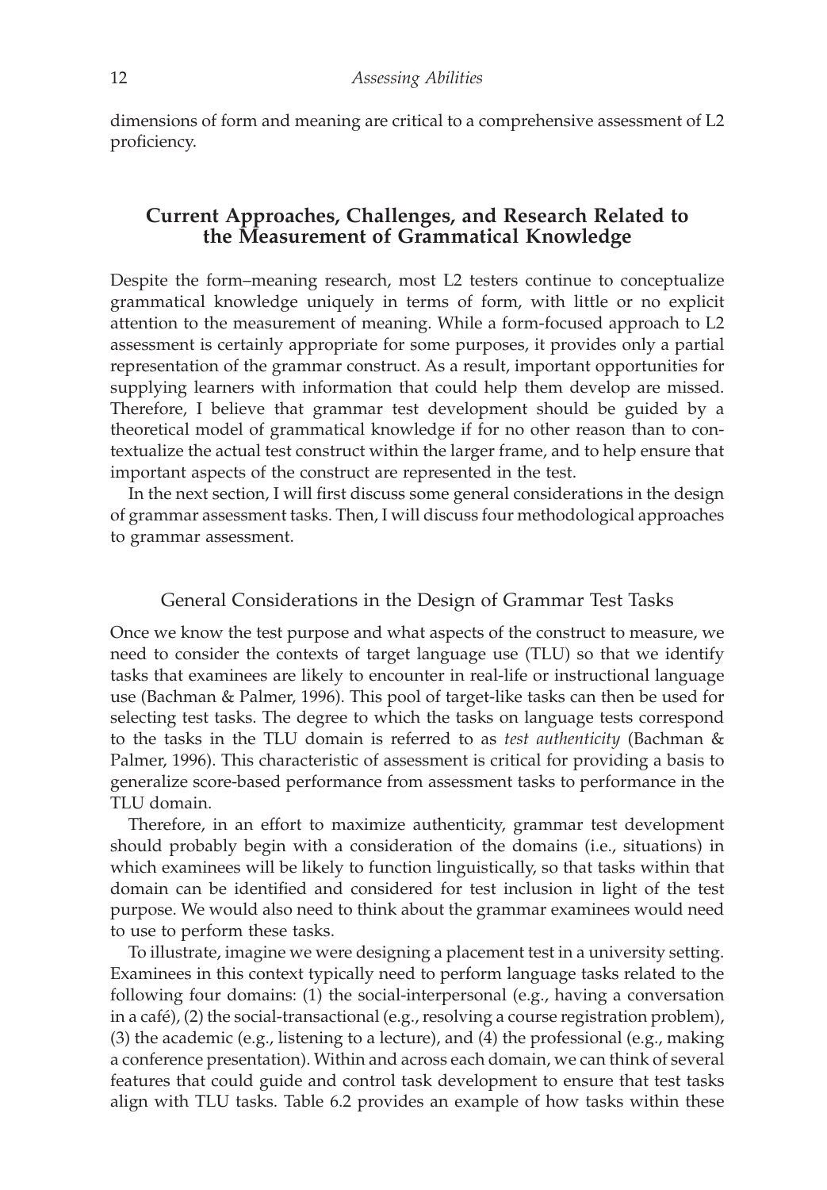dimensions of form and meaning are critical to a comprehensive assessment of L2 proficiency.

## Current Approaches, Challenges, and Research Related to the Measurement of Grammatical Knowledge

Despite the form–meaning research, most L2 testers continue to conceptualize grammatical knowledge uniquely in terms of form, with little or no explicit attention to the measurement of meaning. While a form-focused approach to L2 assessment is certainly appropriate for some purposes, it provides only a partial representation of the grammar construct. As a result, important opportunities for supplying learners with information that could help them develop are missed. Therefore, I believe that grammar test development should be guided by a theoretical model of grammatical knowledge if for no other reason than to contextualize the actual test construct within the larger frame, and to help ensure that important aspects of the construct are represented in the test.

In the next section, I will first discuss some general considerations in the design of grammar assessment tasks. Then, I will discuss four methodological approaches to grammar assessment.

### General Considerations in the Design of Grammar Test Tasks

Once we know the test purpose and what aspects of the construct to measure, we need to consider the contexts of target language use (TLU) so that we identify tasks that examinees are likely to encounter in real-life or instructional language use (Bachman & Palmer, 1996). This pool of target-like tasks can then be used for selecting test tasks. The degree to which the tasks on language tests correspond to the tasks in the TLU domain is referred to as *test authenticity* (Bachman & Palmer, 1996). This characteristic of assessment is critical for providing a basis to generalize score-based performance from assessment tasks to performance in the TLU domain.

Therefore, in an effort to maximize authenticity, grammar test development should probably begin with a consideration of the domains (i.e., situations) in which examinees will be likely to function linguistically, so that tasks within that domain can be identified and considered for test inclusion in light of the test purpose. We would also need to think about the grammar examinees would need to use to perform these tasks.

To illustrate, imagine we were designing a placement test in a university setting. Examinees in this context typically need to perform language tasks related to the following four domains: (1) the social-interpersonal (e.g., having a conversation in a café), (2) the social-transactional (e.g., resolving a course registration problem), (3) the academic (e.g., listening to a lecture), and (4) the professional (e.g., making a conference presentation). Within and across each domain, we can think of several features that could guide and control task development to ensure that test tasks align with TLU tasks. Table 6.2 provides an example of how tasks within these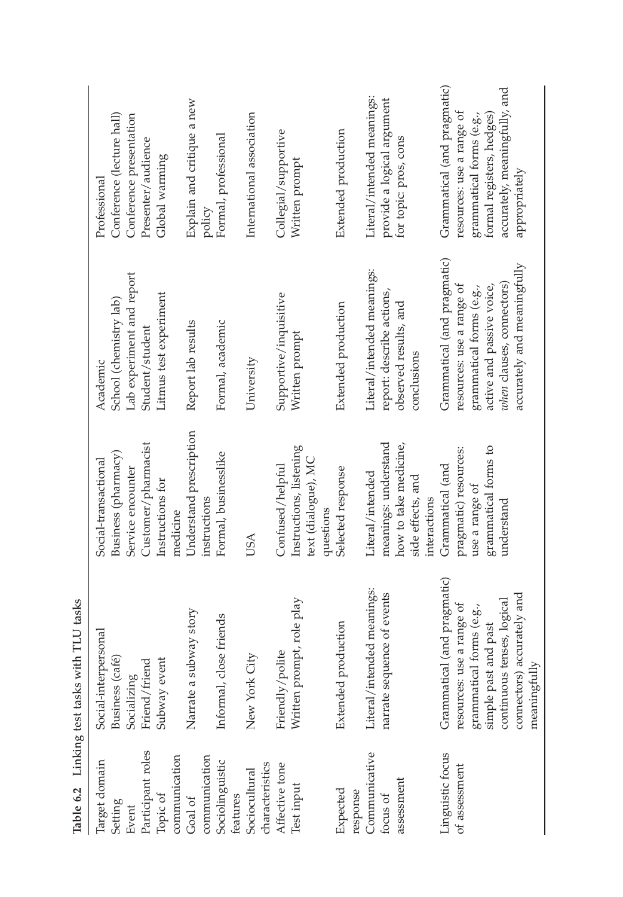**Table 6.2** Linking test tasks with TLU tasks

| Target domain | Social-interpersonal | Social-transactional | Academic | Professional |
|---|---|---|---|---|
| Setting | Business (café) | Business (pharmacy) | School (chemistry lab) | Conference (lecture hall) |
| Event | Socializing | Service encounter | Lab experiment and report | Conference presentation |
| Participant roles | Friend/friend | Customer/pharmacist | Student/student | Presenter/audience |
| Topic of communication | Subway event | Instructions for medicine | Litmus test experiment | Global warming |
| Goal of communication | Narrate a subway story | Understand prescription instructions | Report lab results | Explain and critique a new policy |
| Sociolinguistic features | Informal, close friends | Formal, businesslike | Formal, academic | Formal, professional |
| Sociocultural characteristics | New York City | USA | University | International association |
| Affective tone | Friendly/polite | Confused/helpful | Supportive/inquisitive | Collegial/supportive |
| Test input | Written prompt, role play | Instructions, listening text (dialogue), MC questions | Written prompt | Written prompt |
| Expected response | Extended production | Selected response | Extended production | Extended production |
| Communicative focus of assessment | Literal/intended meanings: narrate sequence of events | Literal/intended meanings: understand how to take medicine, side effects, and interactions | Literal/intended meanings: report: describe actions, observed results, and conclusions | Literal/intended meanings: provide a logical argument for topic: pros, cons |
| Linguistic focus of assessment | Grammatical (and pragmatic) resources: use a range of grammatical forms (e.g., simple past and past continuous tenses, logical connectors) accurately and meaningfully | Grammatical (and pragmatic) resources: use a range of grammatical forms to understand | Grammatical (and pragmatic) resources: use a range of grammatical forms (e.g., active and passive voice, *when* clauses, connectors) accurately and meaningfully | Grammatical (and pragmatic) resources: use a range of grammatical forms (e.g., formal registers, hedges) accurately, meaningfully, and appropriately |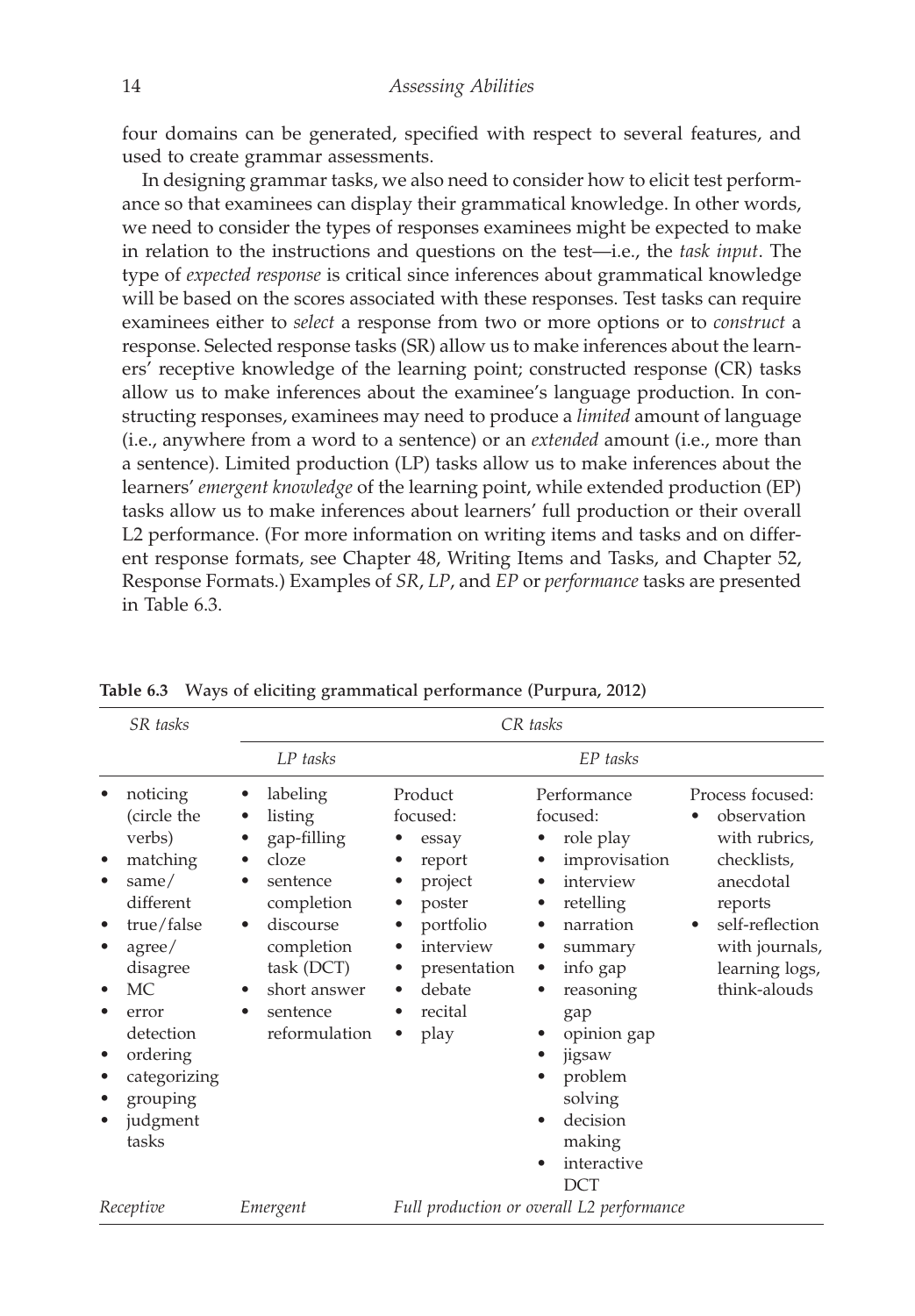four domains can be generated, specified with respect to several features, and used to create grammar assessments.

In designing grammar tasks, we also need to consider how to elicit test performance so that examinees can display their grammatical knowledge. In other words, we need to consider the types of responses examinees might be expected to make in relation to the instructions and questions on the test—i.e., the *task input*. The type of *expected response* is critical since inferences about grammatical knowledge will be based on the scores associated with these responses. Test tasks can require examinees either to *select* a response from two or more options or to *construct* a response. Selected response tasks (SR) allow us to make inferences about the learners' receptive knowledge of the learning point; constructed response (CR) tasks allow us to make inferences about the examinee's language production. In constructing responses, examinees may need to produce a *limited* amount of language (i.e., anywhere from a word to a sentence) or an *extended* amount (i.e., more than a sentence). Limited production (LP) tasks allow us to make inferences about the learners' *emergent knowledge* of the learning point, while extended production (EP) tasks allow us to make inferences about learners' full production or their overall L2 performance. (For more information on writing items and tasks and on different response formats, see Chapter 48, Writing Items and Tasks, and Chapter 52, Response Formats.) Examples of *SR*, *LP*, and *EP* or *performance* tasks are presented in Table 6.3.

**Table 6.3 Ways of eliciting grammatical performance (Purpura, 2012)**

| *SR tasks* | *CR tasks* | | | |
|---|---|---|---|---|
| | *LP tasks* | *EP tasks* | | |
| • noticing (circle the verbs)<br>• matching<br>• same/different<br>• true/false<br>• agree/disagree<br>• MC<br>• error detection<br>• ordering<br>• categorizing<br>• grouping<br>• judgment tasks | • labeling<br>• listing<br>• gap-filling<br>• cloze<br>• sentence completion<br>• discourse completion task (DCT)<br>• short answer<br>• sentence reformulation | Product focused:<br>• essay<br>• report<br>• project<br>• poster<br>• portfolio<br>• interview<br>• presentation<br>• debate<br>• recital<br>• play | Performance focused:<br>• role play<br>• improvisation<br>• interview<br>• retelling<br>• narration<br>• summary<br>• info gap<br>• reasoning gap<br>• opinion gap<br>• jigsaw<br>• problem solving<br>• decision making<br>• interactive DCT | Process focused:<br>• observation with rubrics, checklists, anecdotal reports<br>• self-reflection with journals, learning logs, think-alouds |
| *Receptive* | *Emergent* | *Full production or overall L2 performance* | | |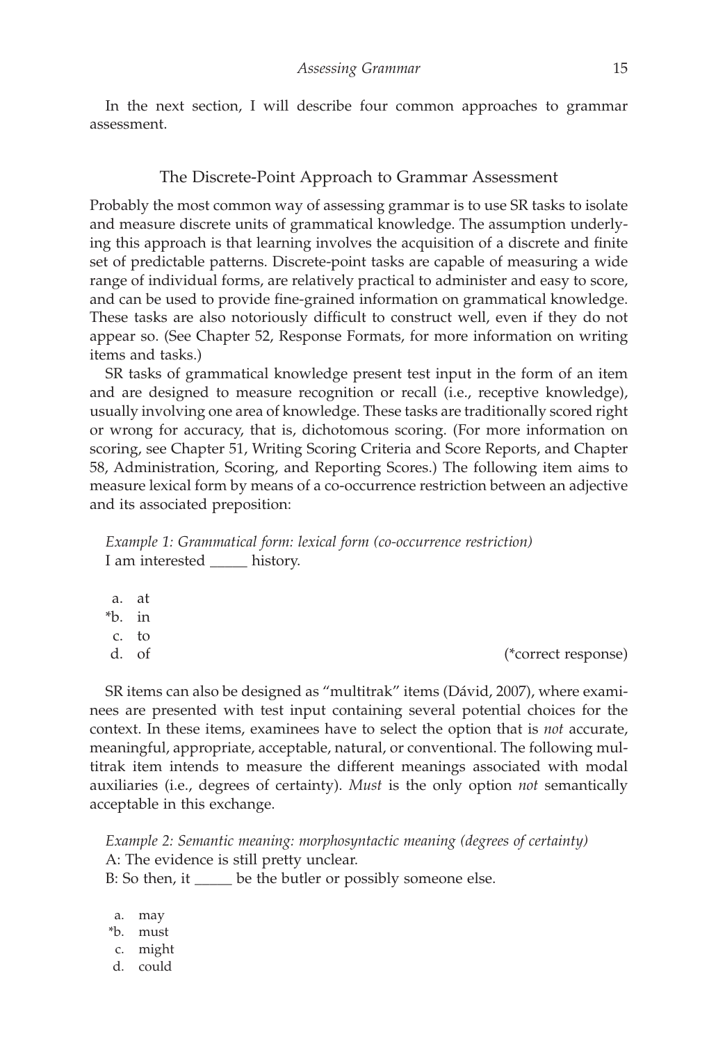In the next section, I will describe four common approaches to grammar assessment.

## The Discrete-Point Approach to Grammar Assessment

Probably the most common way of assessing grammar is to use SR tasks to isolate and measure discrete units of grammatical knowledge. The assumption underlying this approach is that learning involves the acquisition of a discrete and finite set of predictable patterns. Discrete-point tasks are capable of measuring a wide range of individual forms, are relatively practical to administer and easy to score, and can be used to provide fine-grained information on grammatical knowledge. These tasks are also notoriously difficult to construct well, even if they do not appear so. (See Chapter 52, Response Formats, for more information on writing items and tasks.)

SR tasks of grammatical knowledge present test input in the form of an item and are designed to measure recognition or recall (i.e., receptive knowledge), usually involving one area of knowledge. These tasks are traditionally scored right or wrong for accuracy, that is, dichotomous scoring. (For more information on scoring, see Chapter 51, Writing Scoring Criteria and Score Reports, and Chapter 58, Administration, Scoring, and Reporting Scores.) The following item aims to measure lexical form by means of a co-occurrence restriction between an adjective and its associated preposition:

*Example 1: Grammatical form: lexical form (co-occurrence restriction)*
I am interested _____ history.

a. at
*b. in
c. to
d. of

(*correct response)

SR items can also be designed as "multitrak" items (Dávid, 2007), where examinees are presented with test input containing several potential choices for the context. In these items, examinees have to select the option that is *not* accurate, meaningful, appropriate, acceptable, natural, or conventional. The following multitrak item intends to measure the different meanings associated with modal auxiliaries (i.e., degrees of certainty). *Must* is the only option *not* semantically acceptable in this exchange.

*Example 2: Semantic meaning: morphosyntactic meaning (degrees of certainty)*
A: The evidence is still pretty unclear.
B: So then, it _____ be the butler or possibly someone else.

a. may
*b. must
c. might
d. could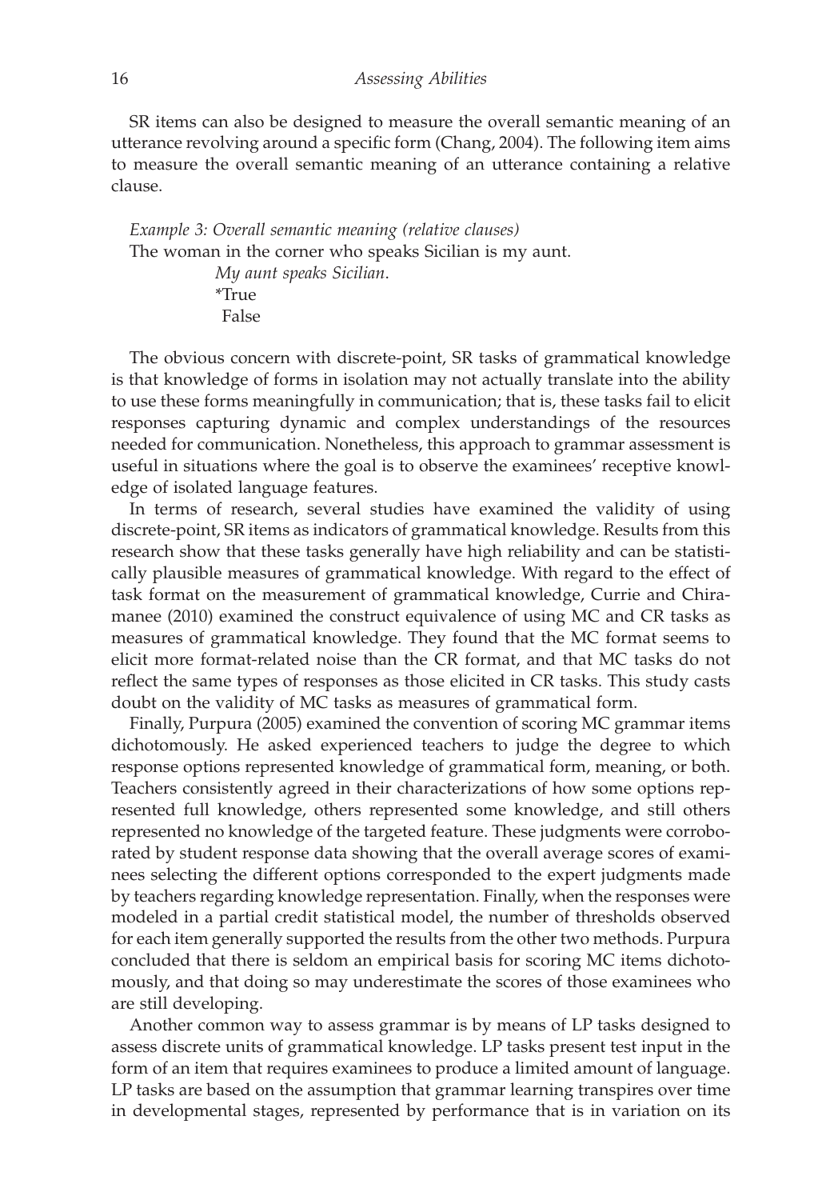SR items can also be designed to measure the overall semantic meaning of an utterance revolving around a specific form (Chang, 2004). The following item aims to measure the overall semantic meaning of an utterance containing a relative clause.

*Example 3: Overall semantic meaning (relative clauses)*
The woman in the corner who speaks Sicilian is my aunt.
*My aunt speaks Sicilian*.
*True
False

The obvious concern with discrete-point, SR tasks of grammatical knowledge is that knowledge of forms in isolation may not actually translate into the ability to use these forms meaningfully in communication; that is, these tasks fail to elicit responses capturing dynamic and complex understandings of the resources needed for communication. Nonetheless, this approach to grammar assessment is useful in situations where the goal is to observe the examinees' receptive knowledge of isolated language features.

In terms of research, several studies have examined the validity of using discrete-point, SR items as indicators of grammatical knowledge. Results from this research show that these tasks generally have high reliability and can be statistically plausible measures of grammatical knowledge. With regard to the effect of task format on the measurement of grammatical knowledge, Currie and Chiramanee (2010) examined the construct equivalence of using MC and CR tasks as measures of grammatical knowledge. They found that the MC format seems to elicit more format-related noise than the CR format, and that MC tasks do not reflect the same types of responses as those elicited in CR tasks. This study casts doubt on the validity of MC tasks as measures of grammatical form.

Finally, Purpura (2005) examined the convention of scoring MC grammar items dichotomously. He asked experienced teachers to judge the degree to which response options represented knowledge of grammatical form, meaning, or both. Teachers consistently agreed in their characterizations of how some options represented full knowledge, others represented some knowledge, and still others represented no knowledge of the targeted feature. These judgments were corroborated by student response data showing that the overall average scores of examinees selecting the different options corresponded to the expert judgments made by teachers regarding knowledge representation. Finally, when the responses were modeled in a partial credit statistical model, the number of thresholds observed for each item generally supported the results from the other two methods. Purpura concluded that there is seldom an empirical basis for scoring MC items dichotomously, and that doing so may underestimate the scores of those examinees who are still developing.

Another common way to assess grammar is by means of LP tasks designed to assess discrete units of grammatical knowledge. LP tasks present test input in the form of an item that requires examinees to produce a limited amount of language. LP tasks are based on the assumption that grammar learning transpires over time in developmental stages, represented by performance that is in variation on its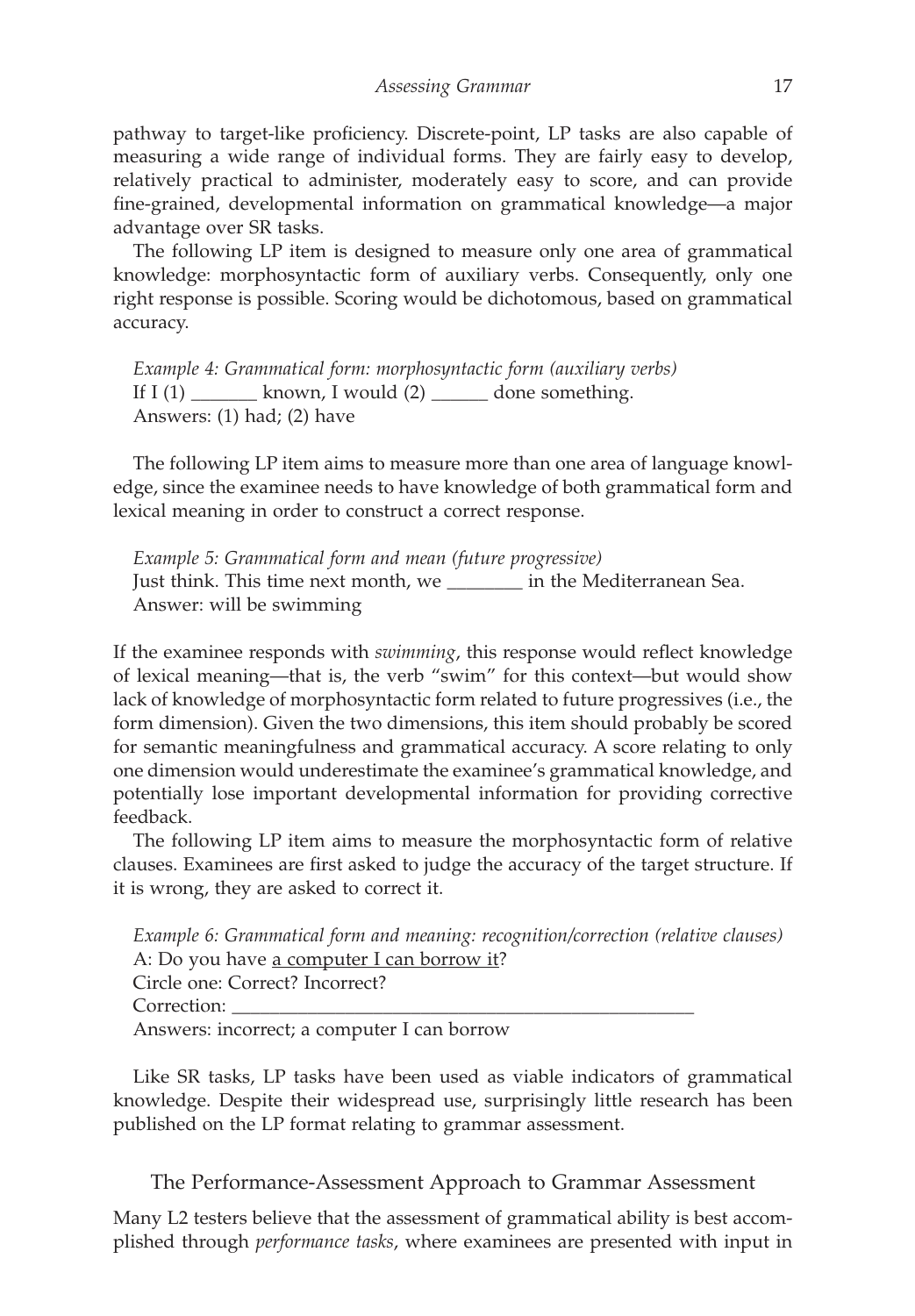pathway to target-like proficiency. Discrete-point, LP tasks are also capable of measuring a wide range of individual forms. They are fairly easy to develop, relatively practical to administer, moderately easy to score, and can provide fine-grained, developmental information on grammatical knowledge—a major advantage over SR tasks.

The following LP item is designed to measure only one area of grammatical knowledge: morphosyntactic form of auxiliary verbs. Consequently, only one right response is possible. Scoring would be dichotomous, based on grammatical accuracy.

> *Example 4: Grammatical form: morphosyntactic form (auxiliary verbs)*
> If I (1) _______ known, I would (2) ______ done something.
> Answers: (1) had; (2) have

The following LP item aims to measure more than one area of language knowledge, since the examinee needs to have knowledge of both grammatical form and lexical meaning in order to construct a correct response.

> *Example 5: Grammatical form and mean (future progressive)*
> Just think. This time next month, we ________ in the Mediterranean Sea.
> Answer: will be swimming

If the examinee responds with *swimming*, this response would reflect knowledge of lexical meaning—that is, the verb "swim" for this context—but would show lack of knowledge of morphosyntactic form related to future progressives (i.e., the form dimension). Given the two dimensions, this item should probably be scored for semantic meaningfulness and grammatical accuracy. A score relating to only one dimension would underestimate the examinee's grammatical knowledge, and potentially lose important developmental information for providing corrective feedback.

The following LP item aims to measure the morphosyntactic form of relative clauses. Examinees are first asked to judge the accuracy of the target structure. If it is wrong, they are asked to correct it.

> *Example 6: Grammatical form and meaning: recognition/correction (relative clauses)*
> A: Do you have <u>a computer I can borrow it</u>?
> Circle one: Correct? Incorrect?
> Correction: ________________________________________________
> Answers: incorrect; a computer I can borrow

Like SR tasks, LP tasks have been used as viable indicators of grammatical knowledge. Despite their widespread use, surprisingly little research has been published on the LP format relating to grammar assessment.

## The Performance-Assessment Approach to Grammar Assessment

Many L2 testers believe that the assessment of grammatical ability is best accomplished through *performance tasks*, where examinees are presented with input in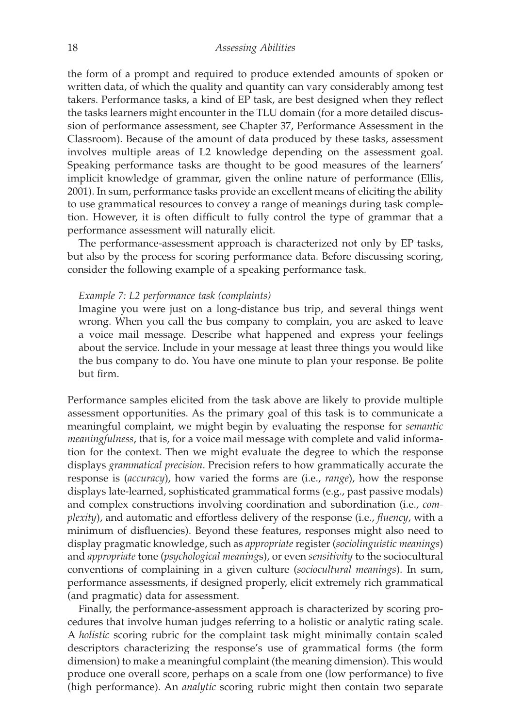the form of a prompt and required to produce extended amounts of spoken or written data, of which the quality and quantity can vary considerably among test takers. Performance tasks, a kind of EP task, are best designed when they reflect the tasks learners might encounter in the TLU domain (for a more detailed discussion of performance assessment, see Chapter 37, Performance Assessment in the Classroom). Because of the amount of data produced by these tasks, assessment involves multiple areas of L2 knowledge depending on the assessment goal. Speaking performance tasks are thought to be good measures of the learners' implicit knowledge of grammar, given the online nature of performance (Ellis, 2001). In sum, performance tasks provide an excellent means of eliciting the ability to use grammatical resources to convey a range of meanings during task completion. However, it is often difficult to fully control the type of grammar that a performance assessment will naturally elicit.

The performance-assessment approach is characterized not only by EP tasks, but also by the process for scoring performance data. Before discussing scoring, consider the following example of a speaking performance task.

*Example 7: L2 performance task (complaints)*

Imagine you were just on a long-distance bus trip, and several things went wrong. When you call the bus company to complain, you are asked to leave a voice mail message. Describe what happened and express your feelings about the service. Include in your message at least three things you would like the bus company to do. You have one minute to plan your response. Be polite but firm.

Performance samples elicited from the task above are likely to provide multiple assessment opportunities. As the primary goal of this task is to communicate a meaningful complaint, we might begin by evaluating the response for *semantic meaningfulness*, that is, for a voice mail message with complete and valid information for the context. Then we might evaluate the degree to which the response displays *grammatical precision*. Precision refers to how grammatically accurate the response is (*accuracy*), how varied the forms are (i.e., *range*), how the response displays late-learned, sophisticated grammatical forms (e.g., past passive modals) and complex constructions involving coordination and subordination (i.e., *complexity*), and automatic and effortless delivery of the response (i.e., *fluency*, with a minimum of disfluencies). Beyond these features, responses might also need to display pragmatic knowledge, such as *appropriate* register (*sociolinguistic meanings*) and *appropriate* tone (*psychological meanings*), or even *sensitivity* to the sociocultural conventions of complaining in a given culture (*sociocultural meanings*). In sum, performance assessments, if designed properly, elicit extremely rich grammatical (and pragmatic) data for assessment.

Finally, the performance-assessment approach is characterized by scoring procedures that involve human judges referring to a holistic or analytic rating scale. A *holistic* scoring rubric for the complaint task might minimally contain scaled descriptors characterizing the response's use of grammatical forms (the form dimension) to make a meaningful complaint (the meaning dimension). This would produce one overall score, perhaps on a scale from one (low performance) to five (high performance). An *analytic* scoring rubric might then contain two separate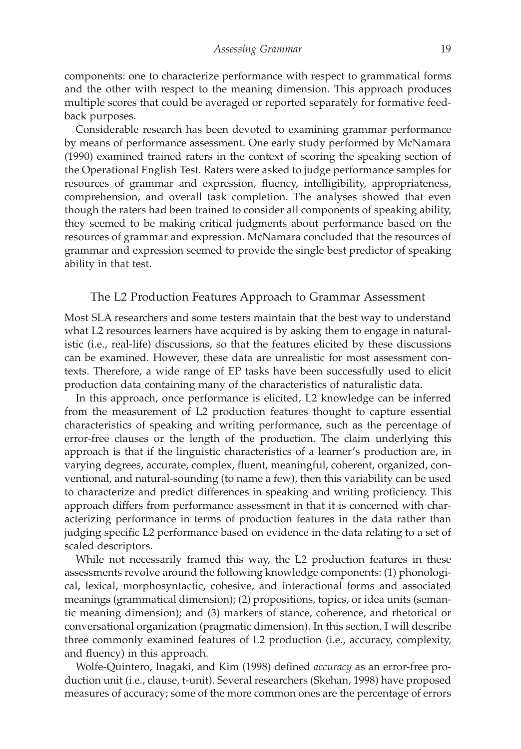components: one to characterize performance with respect to grammatical forms and the other with respect to the meaning dimension. This approach produces multiple scores that could be averaged or reported separately for formative feedback purposes.

Considerable research has been devoted to examining grammar performance by means of performance assessment. One early study performed by McNamara (1990) examined trained raters in the context of scoring the speaking section of the Operational English Test. Raters were asked to judge performance samples for resources of grammar and expression, fluency, intelligibility, appropriateness, comprehension, and overall task completion. The analyses showed that even though the raters had been trained to consider all components of speaking ability, they seemed to be making critical judgments about performance based on the resources of grammar and expression. McNamara concluded that the resources of grammar and expression seemed to provide the single best predictor of speaking ability in that test.

## The L2 Production Features Approach to Grammar Assessment

Most SLA researchers and some testers maintain that the best way to understand what L2 resources learners have acquired is by asking them to engage in naturalistic (i.e., real-life) discussions, so that the features elicited by these discussions can be examined. However, these data are unrealistic for most assessment contexts. Therefore, a wide range of EP tasks have been successfully used to elicit production data containing many of the characteristics of naturalistic data.

In this approach, once performance is elicited, L2 knowledge can be inferred from the measurement of L2 production features thought to capture essential characteristics of speaking and writing performance, such as the percentage of error-free clauses or the length of the production. The claim underlying this approach is that if the linguistic characteristics of a learner's production are, in varying degrees, accurate, complex, fluent, meaningful, coherent, organized, conventional, and natural-sounding (to name a few), then this variability can be used to characterize and predict differences in speaking and writing proficiency. This approach differs from performance assessment in that it is concerned with characterizing performance in terms of production features in the data rather than judging specific L2 performance based on evidence in the data relating to a set of scaled descriptors.

While not necessarily framed this way, the L2 production features in these assessments revolve around the following knowledge components: (1) phonological, lexical, morphosyntactic, cohesive, and interactional forms and associated meanings (grammatical dimension); (2) propositions, topics, or idea units (semantic meaning dimension); and (3) markers of stance, coherence, and rhetorical or conversational organization (pragmatic dimension). In this section, I will describe three commonly examined features of L2 production (i.e., accuracy, complexity, and fluency) in this approach.

Wolfe-Quintero, Inagaki, and Kim (1998) defined *accuracy* as an error-free production unit (i.e., clause, t-unit). Several researchers (Skehan, 1998) have proposed measures of accuracy; some of the more common ones are the percentage of errors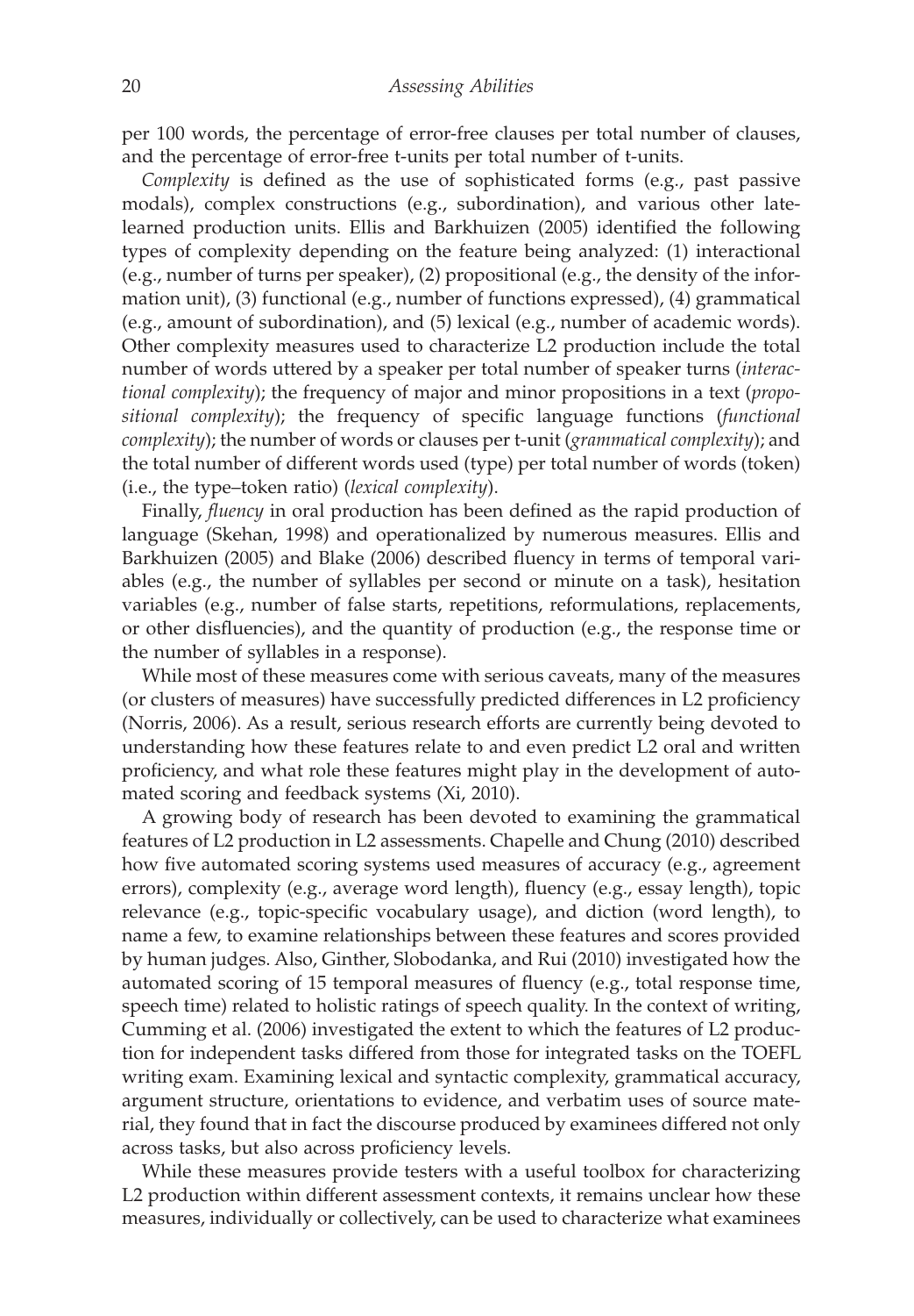per 100 words, the percentage of error-free clauses per total number of clauses, and the percentage of error-free t-units per total number of t-units.

*Complexity* is defined as the use of sophisticated forms (e.g., past passive modals), complex constructions (e.g., subordination), and various other late-learned production units. Ellis and Barkhuizen (2005) identified the following types of complexity depending on the feature being analyzed: (1) interactional (e.g., number of turns per speaker), (2) propositional (e.g., the density of the information unit), (3) functional (e.g., number of functions expressed), (4) grammatical (e.g., amount of subordination), and (5) lexical (e.g., number of academic words). Other complexity measures used to characterize L2 production include the total number of words uttered by a speaker per total number of speaker turns (*interactional complexity*); the frequency of major and minor propositions in a text (*propositional complexity*); the frequency of specific language functions (*functional complexity*); the number of words or clauses per t-unit (*grammatical complexity*); and the total number of different words used (type) per total number of words (token) (i.e., the type–token ratio) (*lexical complexity*).

Finally, *fluency* in oral production has been defined as the rapid production of language (Skehan, 1998) and operationalized by numerous measures. Ellis and Barkhuizen (2005) and Blake (2006) described fluency in terms of temporal variables (e.g., the number of syllables per second or minute on a task), hesitation variables (e.g., number of false starts, repetitions, reformulations, replacements, or other disfluencies), and the quantity of production (e.g., the response time or the number of syllables in a response).

While most of these measures come with serious caveats, many of the measures (or clusters of measures) have successfully predicted differences in L2 proficiency (Norris, 2006). As a result, serious research efforts are currently being devoted to understanding how these features relate to and even predict L2 oral and written proficiency, and what role these features might play in the development of automated scoring and feedback systems (Xi, 2010).

A growing body of research has been devoted to examining the grammatical features of L2 production in L2 assessments. Chapelle and Chung (2010) described how five automated scoring systems used measures of accuracy (e.g., agreement errors), complexity (e.g., average word length), fluency (e.g., essay length), topic relevance (e.g., topic-specific vocabulary usage), and diction (word length), to name a few, to examine relationships between these features and scores provided by human judges. Also, Ginther, Slobodanka, and Rui (2010) investigated how the automated scoring of 15 temporal measures of fluency (e.g., total response time, speech time) related to holistic ratings of speech quality. In the context of writing, Cumming et al. (2006) investigated the extent to which the features of L2 production for independent tasks differed from those for integrated tasks on the TOEFL writing exam. Examining lexical and syntactic complexity, grammatical accuracy, argument structure, orientations to evidence, and verbatim uses of source material, they found that in fact the discourse produced by examinees differed not only across tasks, but also across proficiency levels.

While these measures provide testers with a useful toolbox for characterizing L2 production within different assessment contexts, it remains unclear how these measures, individually or collectively, can be used to characterize what examinees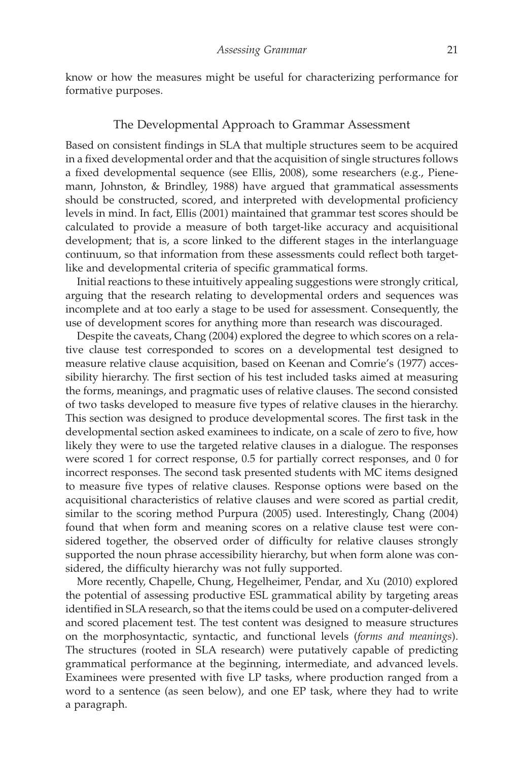know or how the measures might be useful for characterizing performance for formative purposes.

## The Developmental Approach to Grammar Assessment

Based on consistent findings in SLA that multiple structures seem to be acquired in a fixed developmental order and that the acquisition of single structures follows a fixed developmental sequence (see Ellis, 2008), some researchers (e.g., Pienemann, Johnston, & Brindley, 1988) have argued that grammatical assessments should be constructed, scored, and interpreted with developmental proficiency levels in mind. In fact, Ellis (2001) maintained that grammar test scores should be calculated to provide a measure of both target-like accuracy and acquisitional development; that is, a score linked to the different stages in the interlanguage continuum, so that information from these assessments could reflect both target-like and developmental criteria of specific grammatical forms.

Initial reactions to these intuitively appealing suggestions were strongly critical, arguing that the research relating to developmental orders and sequences was incomplete and at too early a stage to be used for assessment. Consequently, the use of development scores for anything more than research was discouraged.

Despite the caveats, Chang (2004) explored the degree to which scores on a relative clause test corresponded to scores on a developmental test designed to measure relative clause acquisition, based on Keenan and Comrie's (1977) accessibility hierarchy. The first section of his test included tasks aimed at measuring the forms, meanings, and pragmatic uses of relative clauses. The second consisted of two tasks developed to measure five types of relative clauses in the hierarchy. This section was designed to produce developmental scores. The first task in the developmental section asked examinees to indicate, on a scale of zero to five, how likely they were to use the targeted relative clauses in a dialogue. The responses were scored 1 for correct response, 0.5 for partially correct responses, and 0 for incorrect responses. The second task presented students with MC items designed to measure five types of relative clauses. Response options were based on the acquisitional characteristics of relative clauses and were scored as partial credit, similar to the scoring method Purpura (2005) used. Interestingly, Chang (2004) found that when form and meaning scores on a relative clause test were considered together, the observed order of difficulty for relative clauses strongly supported the noun phrase accessibility hierarchy, but when form alone was considered, the difficulty hierarchy was not fully supported.

More recently, Chapelle, Chung, Hegelheimer, Pendar, and Xu (2010) explored the potential of assessing productive ESL grammatical ability by targeting areas identified in SLA research, so that the items could be used on a computer-delivered and scored placement test. The test content was designed to measure structures on the morphosyntactic, syntactic, and functional levels (*forms and meanings*). The structures (rooted in SLA research) were putatively capable of predicting grammatical performance at the beginning, intermediate, and advanced levels. Examinees were presented with five LP tasks, where production ranged from a word to a sentence (as seen below), and one EP task, where they had to write a paragraph.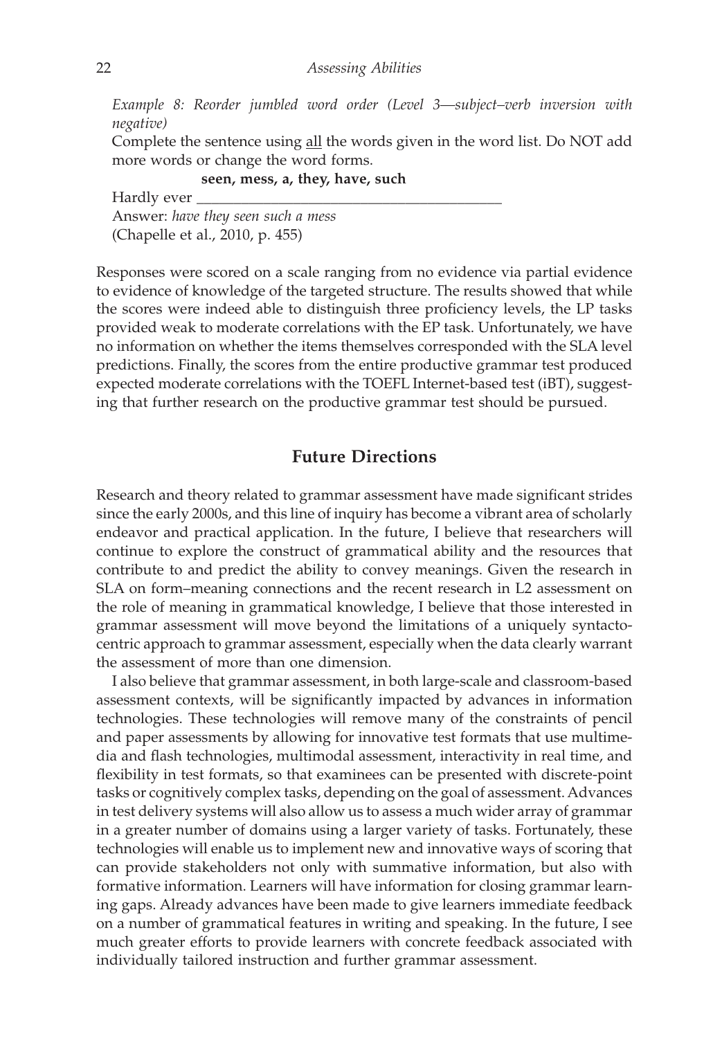*Example 8: Reorder jumbled word order (Level 3—subject–verb inversion with negative)*

Complete the sentence using <u>all</u> the words given in the word list. Do NOT add more words or change the word forms.

**seen, mess, a, they, have, such**

Hardly ever ________________________________________

Answer: *have they seen such a mess*

(Chapelle et al., 2010, p. 455)

Responses were scored on a scale ranging from no evidence via partial evidence to evidence of knowledge of the targeted structure. The results showed that while the scores were indeed able to distinguish three proficiency levels, the LP tasks provided weak to moderate correlations with the EP task. Unfortunately, we have no information on whether the items themselves corresponded with the SLA level predictions. Finally, the scores from the entire productive grammar test produced expected moderate correlations with the TOEFL Internet-based test (iBT), suggesting that further research on the productive grammar test should be pursued.

## Future Directions

Research and theory related to grammar assessment have made significant strides since the early 2000s, and this line of inquiry has become a vibrant area of scholarly endeavor and practical application. In the future, I believe that researchers will continue to explore the construct of grammatical ability and the resources that contribute to and predict the ability to convey meanings. Given the research in SLA on form–meaning connections and the recent research in L2 assessment on the role of meaning in grammatical knowledge, I believe that those interested in grammar assessment will move beyond the limitations of a uniquely syntactocentric approach to grammar assessment, especially when the data clearly warrant the assessment of more than one dimension.

I also believe that grammar assessment, in both large-scale and classroom-based assessment contexts, will be significantly impacted by advances in information technologies. These technologies will remove many of the constraints of pencil and paper assessments by allowing for innovative test formats that use multimedia and flash technologies, multimodal assessment, interactivity in real time, and flexibility in test formats, so that examinees can be presented with discrete-point tasks or cognitively complex tasks, depending on the goal of assessment. Advances in test delivery systems will also allow us to assess a much wider array of grammar in a greater number of domains using a larger variety of tasks. Fortunately, these technologies will enable us to implement new and innovative ways of scoring that can provide stakeholders not only with summative information, but also with formative information. Learners will have information for closing grammar learning gaps. Already advances have been made to give learners immediate feedback on a number of grammatical features in writing and speaking. In the future, I see much greater efforts to provide learners with concrete feedback associated with individually tailored instruction and further grammar assessment.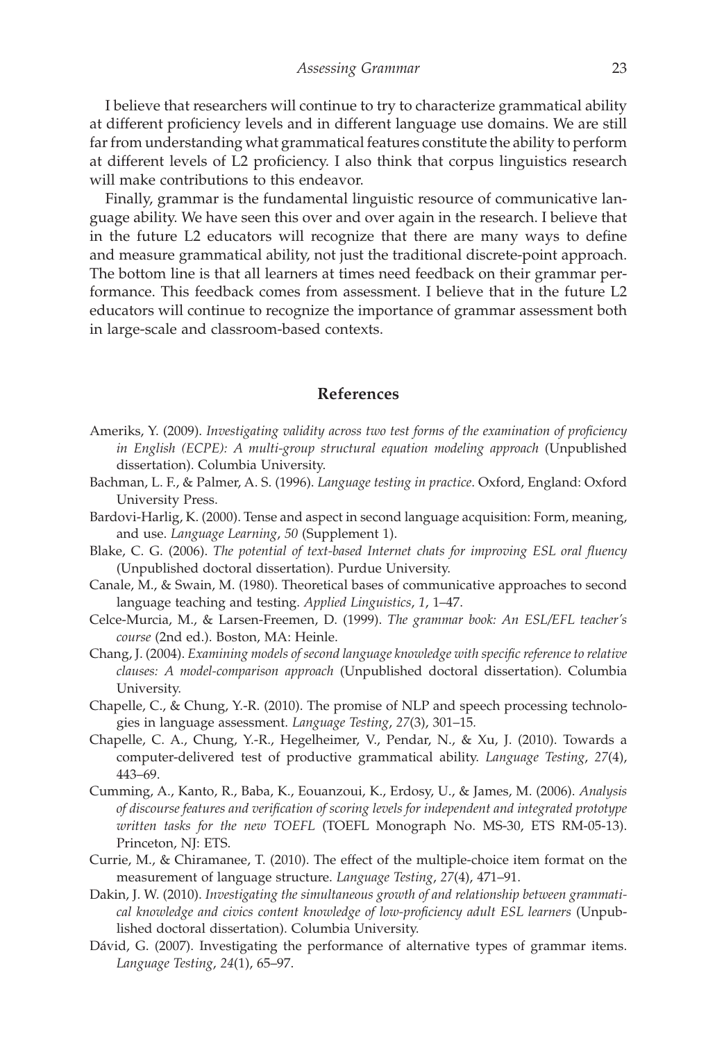I believe that researchers will continue to try to characterize grammatical ability at different proficiency levels and in different language use domains. We are still far from understanding what grammatical features constitute the ability to perform at different levels of L2 proficiency. I also think that corpus linguistics research will make contributions to this endeavor.

Finally, grammar is the fundamental linguistic resource of communicative language ability. We have seen this over and over again in the research. I believe that in the future L2 educators will recognize that there are many ways to define and measure grammatical ability, not just the traditional discrete-point approach. The bottom line is that all learners at times need feedback on their grammar performance. This feedback comes from assessment. I believe that in the future L2 educators will continue to recognize the importance of grammar assessment both in large-scale and classroom-based contexts.

## References

Ameriks, Y. (2009). *Investigating validity across two test forms of the examination of proficiency in English (ECPE): A multi-group structural equation modeling approach* (Unpublished dissertation). Columbia University.

Bachman, L. F., & Palmer, A. S. (1996). *Language testing in practice*. Oxford, England: Oxford University Press.

Bardovi-Harlig, K. (2000). Tense and aspect in second language acquisition: Form, meaning, and use. *Language Learning*, *50* (Supplement 1).

Blake, C. G. (2006). *The potential of text-based Internet chats for improving ESL oral fluency* (Unpublished doctoral dissertation). Purdue University.

Canale, M., & Swain, M. (1980). Theoretical bases of communicative approaches to second language teaching and testing. *Applied Linguistics*, *1*, 1–47.

Celce-Murcia, M., & Larsen-Freemen, D. (1999). *The grammar book: An ESL/EFL teacher's course* (2nd ed.). Boston, MA: Heinle.

Chang, J. (2004). *Examining models of second language knowledge with specific reference to relative clauses: A model-comparison approach* (Unpublished doctoral dissertation). Columbia University.

Chapelle, C., & Chung, Y.-R. (2010). The promise of NLP and speech processing technologies in language assessment. *Language Testing*, *27*(3), 301–15.

Chapelle, C. A., Chung, Y.-R., Hegelheimer, V., Pendar, N., & Xu, J. (2010). Towards a computer-delivered test of productive grammatical ability. *Language Testing*, *27*(4), 443–69.

Cumming, A., Kanto, R., Baba, K., Eouanzoui, K., Erdosy, U., & James, M. (2006). *Analysis of discourse features and verification of scoring levels for independent and integrated prototype written tasks for the new TOEFL* (TOEFL Monograph No. MS-30, ETS RM-05-13). Princeton, NJ: ETS.

Currie, M., & Chiramanee, T. (2010). The effect of the multiple-choice item format on the measurement of language structure. *Language Testing*, *27*(4), 471–91.

Dakin, J. W. (2010). *Investigating the simultaneous growth of and relationship between grammatical knowledge and civics content knowledge of low-proficiency adult ESL learners* (Unpublished doctoral dissertation). Columbia University.

Dávid, G. (2007). Investigating the performance of alternative types of grammar items. *Language Testing*, *24*(1), 65–97.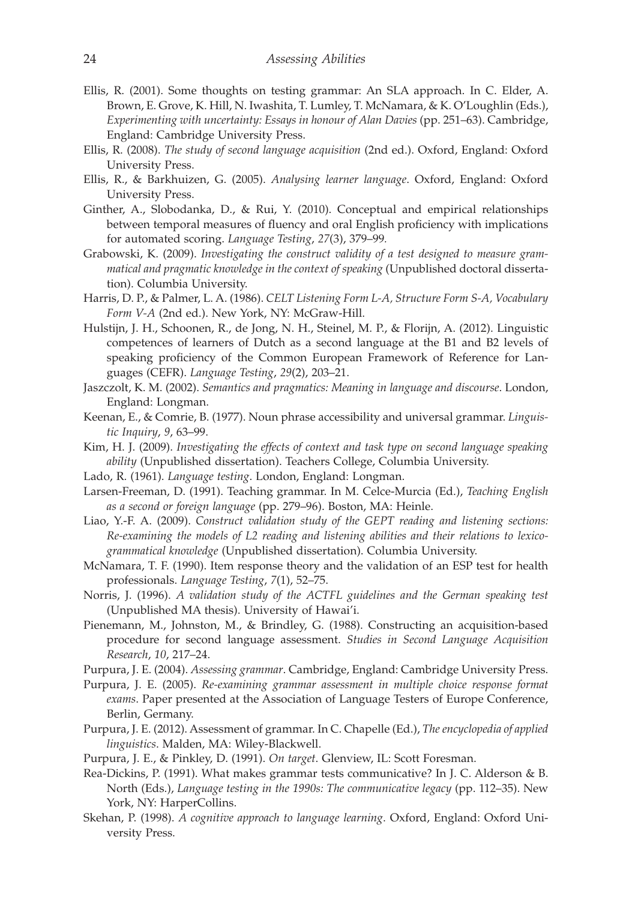Ellis, R. (2001). Some thoughts on testing grammar: An SLA approach. In C. Elder, A. Brown, E. Grove, K. Hill, N. Iwashita, T. Lumley, T. McNamara, & K. O'Loughlin (Eds.), *Experimenting with uncertainty: Essays in honour of Alan Davies* (pp. 251–63). Cambridge, England: Cambridge University Press.

Ellis, R. (2008). *The study of second language acquisition* (2nd ed.). Oxford, England: Oxford University Press.

Ellis, R., & Barkhuizen, G. (2005). *Analysing learner language*. Oxford, England: Oxford University Press.

Ginther, A., Slobodanka, D., & Rui, Y. (2010). Conceptual and empirical relationships between temporal measures of fluency and oral English proficiency with implications for automated scoring. *Language Testing*, *27*(3), 379–99.

Grabowski, K. (2009). *Investigating the construct validity of a test designed to measure grammatical and pragmatic knowledge in the context of speaking* (Unpublished doctoral dissertation). Columbia University.

Harris, D. P., & Palmer, L. A. (1986). *CELT Listening Form L-A, Structure Form S-A, Vocabulary Form V-A* (2nd ed.). New York, NY: McGraw-Hill.

Hulstijn, J. H., Schoonen, R., de Jong, N. H., Steinel, M. P., & Florijn, A. (2012). Linguistic competences of learners of Dutch as a second language at the B1 and B2 levels of speaking proficiency of the Common European Framework of Reference for Languages (CEFR). *Language Testing*, *29*(2), 203–21.

Jaszczolt, K. M. (2002). *Semantics and pragmatics: Meaning in language and discourse*. London, England: Longman.

Keenan, E., & Comrie, B. (1977). Noun phrase accessibility and universal grammar. *Linguistic Inquiry*, *9*, 63–99.

Kim, H. J. (2009). *Investigating the effects of context and task type on second language speaking ability* (Unpublished dissertation). Teachers College, Columbia University.

Lado, R. (1961). *Language testing*. London, England: Longman.

Larsen-Freeman, D. (1991). Teaching grammar. In M. Celce-Murcia (Ed.), *Teaching English as a second or foreign language* (pp. 279–96). Boston, MA: Heinle.

Liao, Y.-F. A. (2009). *Construct validation study of the GEPT reading and listening sections: Re-examining the models of L2 reading and listening abilities and their relations to lexico-grammatical knowledge* (Unpublished dissertation). Columbia University.

McNamara, T. F. (1990). Item response theory and the validation of an ESP test for health professionals. *Language Testing*, *7*(1), 52–75.

Norris, J. (1996). *A validation study of the ACTFL guidelines and the German speaking test* (Unpublished MA thesis). University of Hawai'i.

Pienemann, M., Johnston, M., & Brindley, G. (1988). Constructing an acquisition-based procedure for second language assessment. *Studies in Second Language Acquisition Research*, *10*, 217–24.

Purpura, J. E. (2004). *Assessing grammar*. Cambridge, England: Cambridge University Press.

Purpura, J. E. (2005). *Re-examining grammar assessment in multiple choice response format exams*. Paper presented at the Association of Language Testers of Europe Conference, Berlin, Germany.

Purpura, J. E. (2012). Assessment of grammar. In C. Chapelle (Ed.), *The encyclopedia of applied linguistics*. Malden, MA: Wiley-Blackwell.

Purpura, J. E., & Pinkley, D. (1991). *On target*. Glenview, IL: Scott Foresman.

Rea-Dickins, P. (1991). What makes grammar tests communicative? In J. C. Alderson & B. North (Eds.), *Language testing in the 1990s: The communicative legacy* (pp. 112–35). New York, NY: HarperCollins.

Skehan, P. (1998). *A cognitive approach to language learning*. Oxford, England: Oxford University Press.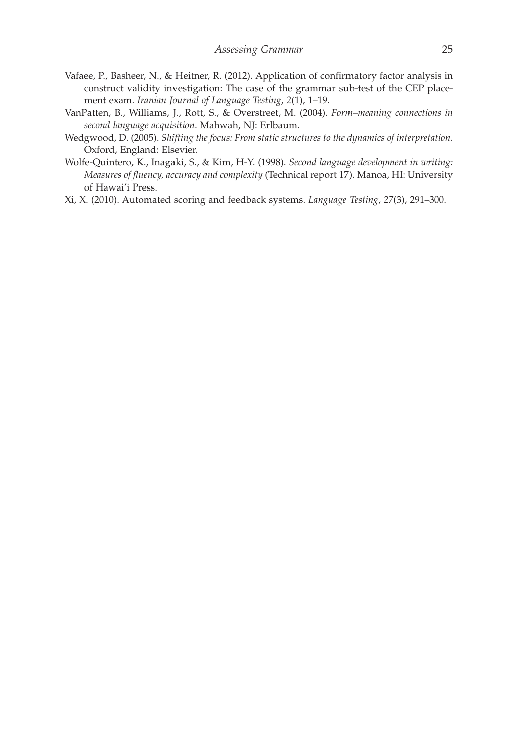Vafaee, P., Basheer, N., & Heitner, R. (2012). Application of confirmatory factor analysis in construct validity investigation: The case of the grammar sub-test of the CEP placement exam. *Iranian Journal of Language Testing*, *2*(1), 1–19.

VanPatten, B., Williams, J., Rott, S., & Overstreet, M. (2004). *Form–meaning connections in second language acquisition*. Mahwah, NJ: Erlbaum.

Wedgwood, D. (2005). *Shifting the focus: From static structures to the dynamics of interpretation*. Oxford, England: Elsevier.

Wolfe-Quintero, K., Inagaki, S., & Kim, H-Y. (1998). *Second language development in writing: Measures of fluency, accuracy and complexity* (Technical report 17). Manoa, HI: University of Hawai'i Press.

Xi, X. (2010). Automated scoring and feedback systems. *Language Testing*, *27*(3), 291–300.